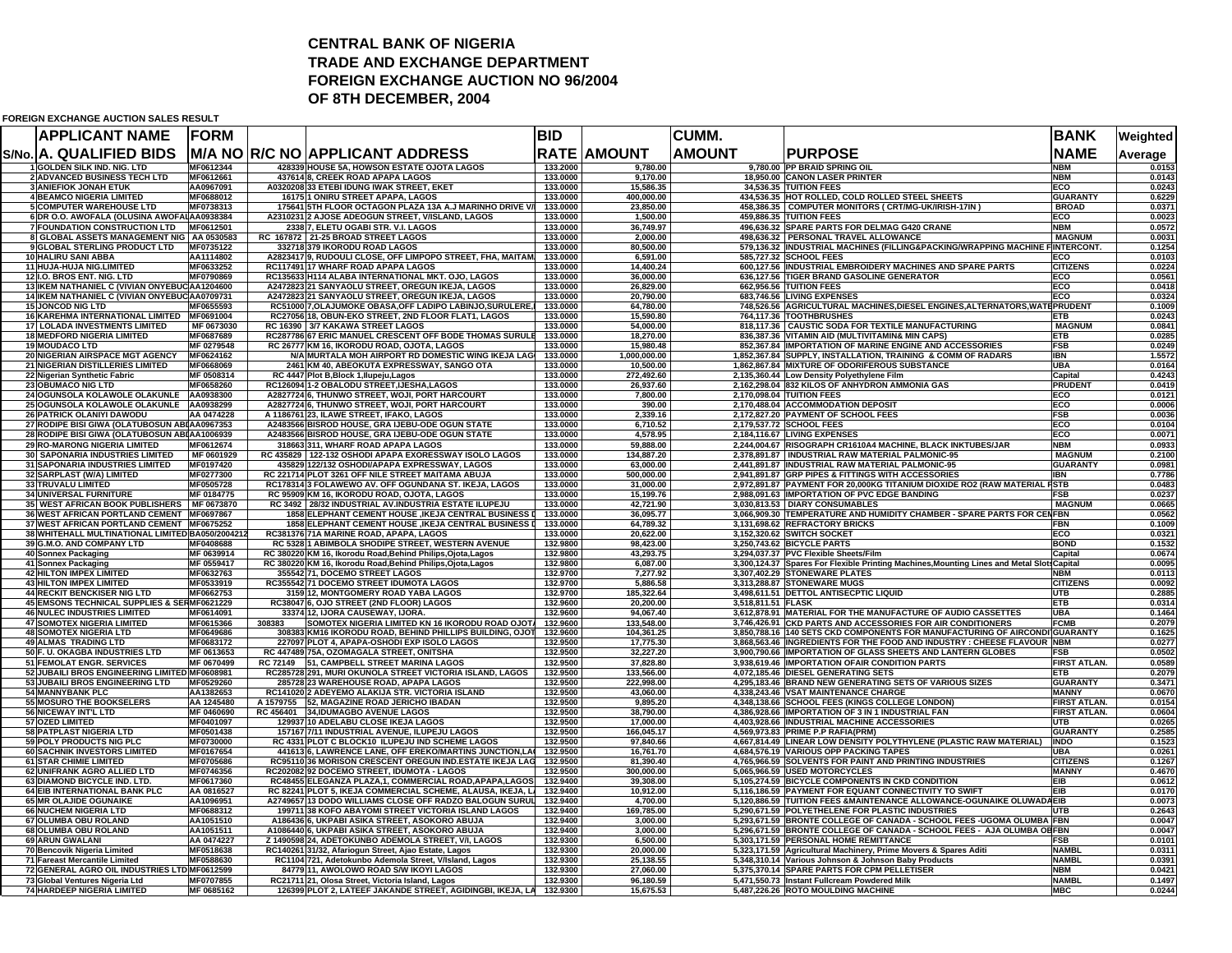# CENTRAL BANK OF NIGERIA
# TRADE AND EXCHANGE DEPARTMENT
# FOREIGN EXCHANGE AUCTION NO 96/2004
# OF 8TH DECEMBER, 2004

**FOREIGN EXCHANGE AUCTION SALES RESULT**

| S/No. | APPLICANT NAME A. QUALIFIED BIDS | FORM M/A NO | R/C NO | APPLICANT ADDRESS | BID RATE | AMOUNT | CUMM. AMOUNT | PURPOSE | BANK NAME | Weighted Average |
|---|---|---|---|---|---|---|---|---|---|---|
| 1 | GOLDEN SILK IND. NIG. LTD | MF0612344 | 428339 | HOUSE 5A, HOWSON ESTATE OJOTA LAGOS | 133.2000 | 9,780.00 | 9,780.00 | PP BRAID SPRING OIL | NBM | 0.0153 |
| 2 | ADVANCED BUSINESS TECH LTD | MF0612661 | 437614 | 8, CREEK ROAD APAPA LAGOS | 133.0000 | 9,170.00 | 18,950.00 | CANON LASER PRINTER | NBM | 0.0143 |
| 3 | ANIEFIOK JONAH ETUK | AA0967091 | A0320208 | 33 ETEBI IDUNG IWAK STREET, EKET | 133.0000 | 15,586.35 | 34,536.35 | TUITION FEES | ECO | 0.0243 |
| 4 | BEAMCO NIGERIA LIMITED | MF0688012 | 16175 | 1 ONIRU STREET APAPA, LAGOS | 133.0000 | 400,000.00 | 434,536.35 | HOT ROLLED, COLD ROLLED STEEL SHEETS | GUARANTY | 0.6229 |
| 5 | COMPUTER WAREHOUSE LTD | MF0738313 | 175641 | 5TH FLOOR OCTAGON PLAZA 13A A.J MARINHO DRIVE V/I | 133.0000 | 23,850.00 | 458,386.35 | COMPUTER MONITORS ( CRT/MG-UK/IRISH-17IN ) | BROAD | 0.0371 |
| 6 | DR O.O. AWOFALA (OLUSINA AWOFALA) | AA0938384 | A2310231 | 2 AJOSE ADEOGUN STREET, V/ISLAND, LAGOS | 133.0000 | 1,500.00 | 459,886.35 | TUITION FEES | ECO | 0.0023 |
| 7 | FOUNDATION CONSTRUCTION LTD | MF0612501 | 2338 | 7, ELETU OGABI STR. V.I. LAGOS | 133.0000 | 36,749.97 | 496,636.32 | SPARE PARTS FOR DELMAG G420 CRANE | NBM | 0.0572 |
| 8 | GLOBAL ASSETS MANAGEMENT NIG | AA 0530583 | RC 167872 | 21-25 BROAD STREET LAGOS | 133.0000 | 2,000.00 | 498,636.32 | PERSONAL TRAVEL ALLOWANCE | MAGNUM | 0.0031 |
| 9 | GLOBAL STERLING PRODUCT LTD | MF0735122 | 332718 | 379 IKORODU ROAD LAGOS | 133.0000 | 80,500.00 | 579,136.32 | INDUSTRIAL MACHINES (FILLING&PACKING/WRAPPING MACHINE FOR | INTERCONT. | 0.1254 |
| 10 | HALIRU SANI ABBA | AA1114802 | A2823417 | 9, RUDOULI CLOSE, OFF LIMPOPO STREET, FHA, MAITAMA | 133.0000 | 6,591.00 | 585,727.32 | SCHOOL FEES | ECO | 0.0103 |
| 11 | HUJA-HUJA NIG.LIMITED | MF0633252 | RC117491 | 17 WHARF ROAD APAPA LAGOS | 133.0000 | 14,400.24 | 600,127.56 | INDUSTRIAL EMBROIDERY MACHINES AND SPARE PARTS | CITIZENS | 0.0224 |
| 12 | I.O. BROS ENT. NIG. LTD | MF0790869 | RC135633 | H114 ALABA INTERNATIONAL MKT. OJO, LAGOS | 133.0000 | 36,000.00 | 636,127.56 | TIGER BRAND GASOLINE GENERATOR | ECO | 0.0561 |
| 13 | IKEM NATHANIEL C (VIVIAN ONYEBUCHI) | AA1204600 | A2472823 | 21 SANYAOLU STREET, OREGUN IKEJA, LAGOS | 133.0000 | 26,829.00 | 662,956.56 | TUITION FEES | ECO | 0.0418 |
| 14 | IKEM NATHANIEL C (VIVIAN ONYEBUCHI) | AA0709731 | A2472823 | 21 SANYAOLU STREET, OREGUN IKEJA, LAGOS | 133.0000 | 20,790.00 | 683,746.56 | LIVING EXPENSES | ECO | 0.0324 |
| 15 | JONCOD NIG LTD | MF0655593 | RC51000 | 7,OLAJUMOKE OBASA,OFF LADIPO LABINJO,SURULERE,LAGOS | 133.0000 | 64,780.00 | 748,526.56 | AGRICULTURAL MACHINES,DIESEL ENGINES,ALTERNATORS,WATER | PRUDENT | 0.1009 |
| 16 | KAREHMA INTERNATIONAL LIMITED | MF0691004 | RC27056 | 18, OBUN-EKO STREET, 2ND FLOOR FLAT1, LAGOS | 133.0000 | 15,590.80 | 764,117.36 | TOOTHBRUSHES | ETB | 0.0243 |
| 17 | LOLADA INVESTMENTS LIMITED | MF 0673030 | RC 16390 | 3/7 KAKAWA STREET LAGOS | 133.0000 | 54,000.00 | 818,117.36 | CAUSTIC SODA FOR TEXTILE MANUFACTURING | MAGNUM | 0.0841 |
| 18 | MEDFORD NIGERIA LIMITED | MF0687689 | RC287786 | 67 ERIC MANUEL CRESCENT OFF BODE THOMAS SURULERE | 133.0000 | 18,270.00 | 836,387.36 | VITAMIN AID (MULTIVITAMIN& MIN CAPS) | ETB | 0.0285 |
| 19 | MOUDACO LTD | MF 0279548 | RC 26777 | KM 16, IKORODU ROAD, OJOTA, LAGOS | 133.0000 | 15,980.48 | 852,367.84 | IMPORTATION OF MARINE ENGINE AND ACCESSORIES | FSB | 0.0249 |
| 20 | NIGERIAN AIRSPACE MGT AGENCY | MF0624162 | N/A | MURTALA MOH AIRPORT RD DOMESTIC WING IKEJA LAGOS | 133.0000 | 1,000,000.00 | 1,852,367.84 | SUPPLY, INSTALLATION, TRAINING & COMM OF RADARS | IBN | 1.5572 |
| 21 | NIGERIAN DISTILLERIES LIMITED | MF0668069 | 2461 | KM 40, ABEOKUTA EXPRESSWAY, SANGO OTA | 133.0000 | 10,500.00 | 1,862,867.84 | MIXTURE OF ODORIFEROUS SUBSTANCE | UBA | 0.0164 |
| 22 | Nigerian Synthetic Fabric | MF 0508314 | RC 4447 | Plot B,Block 1,Ilupeju,Lagos | 133.0000 | 272,492.60 | 2,135,360.44 | Low Density Polyethylene Film | Capital | 0.4243 |
| 23 | OBUMACO NIG LTD | MF0658260 | RC126094 | 1-2 OBALODU STREET,IJESHA,LAGOS | 133.0000 | 26,937.60 | 2,162,298.04 | 832 KILOS OF ANHYDRON AMMONIA GAS | PRUDENT | 0.0419 |
| 24 | OGUNSOLA KOLAWOLE OLAKUNLE | AA0938300 | A2827724 | 6, THUNWO STREET, WOJI, PORT HARCOURT | 133.0000 | 7,800.00 | 2,170,098.04 | TUITION FEES | ECO | 0.0121 |
| 25 | OGUNSOLA KOLAWOLE OLAKUNLE | AA0938299 | A2827724 | 6, THUNWO STREET, WOJI, PORT HARCOURT | 133.0000 | 390.00 | 2,170,488.04 | ACCOMMODATION DEPOSIT | ECO | 0.0006 |
| 26 | PATRICK OLANIYI DAWODU | AA 0474228 | A 1186761 | 23, ILAWE STREET, IFAKO, LAGOS | 133.0000 | 2,339.16 | 2,172,827.20 | PAYMENT OF SCHOOL FEES | FSB | 0.0036 |
| 27 | RODIPE BISI GIWA (OLATUBOSUN ABIDEMI) | AA0967353 | A2483566 | BISROD HOUSE, GRA IJEBU-ODE OGUN STATE | 133.0000 | 6,710.52 | 2,179,537.72 | SCHOOL FEES | ECO | 0.0104 |
| 28 | RODIPE BISI GIWA (OLATUBOSUN ABIDEMI) | AA1006939 | A2483566 | BISROD HOUSE, GRA IJEBU-ODE OGUN STATE | 133.0000 | 4,578.95 | 2,184,116.67 | LIVING EXPENSES | ECO | 0.0071 |
| 29 | RO-MARONG NIGERIA LIMITED | MF0612674 | 318663 | 311, WHARF ROAD APAPA LAGOS | 133.0000 | 59,888.00 | 2,244,004.67 | RISOGRAPH CR1610A4 MACHINE, BLACK INKTUBES/JAR | NBM | 0.0933 |
| 30 | SAPONARIA INDUSTRIES LIMITED | MF 0601929 | RC 435829 | 122-132 OSHODI APAPA EXORESSWAY ISOLO LAGOS | 133.0000 | 134,887.20 | 2,378,891.87 | INDUSTRIAL RAW MATERIAL PALMONIC-95 | MAGNUM | 0.2100 |
| 31 | SAPONARIA INDUSTRIES LIMITED | MF0197420 | 435829 | 122/132 OSHODI/APAPA EXPRESSWAY, LAGOS | 133.0000 | 63,000.00 | 2,441,891.87 | INDUSTRIAL RAW MATERIAL PALMONIC-95 | GUARANTY | 0.0981 |
| 32 | SARPLAST (W/A) LIMITED | MF0277300 | RC 221714 | PLOT 3261 OFF NILE STREET MAITAMA ABUJA | 133.0000 | 500,000.00 | 2,941,891.87 | GRP PIPES & FITTINGS WITH ACCESSORIES | IBN | 0.7786 |
| 33 | TRUVALU LIMITED | MF0505728 | RC178314 | 3 FOLAWEWO AV. OFF OGUNDANA ST. IKEJA, LAGOS | 133.0000 | 31,000.00 | 2,972,891.87 | PAYMENT FOR 20,000KG TITANIUM DIOXIDE R02 (RAW MATERIAL FOR | STB | 0.0483 |
| 34 | UNIVERSAL FURNITURE | MF 0184775 | RC 95909 | KM 16, IKORODU ROAD, OJOTA, LAGOS | 133.0000 | 15,199.76 | 2,988,091.63 | IMPORTATION OF PVC EDGE BANDING | FSB | 0.0237 |
| 35 | WEST AFRICAN BOOK PUBLISHERS | MF 0673870 | RC 3492 | 28/32 INDUSTRIAL AV.INDUSTRIA ESTATE ILUPEJU | 133.0000 | 42,721.90 | 3,030,813.53 | DIARY CONSUMABLES | MAGNUM | 0.0665 |
| 36 | WEST AFRICAN PORTLAND CEMENT | MF0697867 | 1858 | ELEPHANT CEMENT HOUSE ,IKEJA CENTRAL BUSINESS DIST | 133.0000 | 36,095.77 | 3,066,909.30 | TEMPERATURE AND HUMIDITY CHAMBER - SPARE PARTS FOR CEMENT | FBN | 0.0562 |
| 37 | WEST AFRICAN PORTLAND CEMENT | MF0675252 | 1858 | ELEPHANT CEMENT HOUSE ,IKEJA CENTRAL BUSINESS DIST | 133.0000 | 64,789.32 | 3,131,698.62 | REFRACTORY BRICKS | FBN | 0.1009 |
| 38 | WHITEHALL MULTINATIONAL LIMITED | BA050/2004212 | RC381376 | 71A MARINE ROAD, APAPA, LAGOS | 133.0000 | 20,622.00 | 3,152,320.62 | SWITCH SOCKET | ECO | 0.0321 |
| 39 | G.M.O. AND COMPANY LTD | MF0408688 | RC 5328 | 1 ABIMBOLA SHODIPE STREET, WESTERN AVENUE | 132.9800 | 98,423.00 | 3,250,743.62 | BICYCLE PARTS | BOND | 0.1532 |
| 40 | Sonnex Packaging | MF 0639914 | RC 380220 | KM 16, Ikorodu Road,Behind Philips,Ojota,Lagos | 132.9800 | 43,293.75 | 3,294,037.37 | PVC Flexible Sheets/Film | Capital | 0.0674 |
| 41 | Sonnex Packaging | MF 0559417 | RC 380220 | KM 16, Ikorodu Road,Behind Philips,Ojota,Lagos | 132.9800 | 6,087.00 | 3,300,124.37 | Spares For Flexible Printing Machines,Mounting Lines and Metal Slotter | Capital | 0.0095 |
| 42 | HILTON IMPEX LIMITED | MF0632763 | 355542 | 71 DOCEMO STREET LAGOS | 132.9700 | 7,277.92 | 3,307,402.29 | STONEWARE PLATES | NBM | 0.0113 |
| 43 | HILTON IMPEX LIMITED | MF0533919 | RC355542 | 71 DOCEMO STREET IDUMOTA LAGOS | 132.9700 | 5,886.58 | 3,313,288.87 | STONEWARE MUGS | CITIZENS | 0.0092 |
| 44 | RECKIT BENCKISER NIG LTD | MF0662753 | 3159 | 12, MONTGOMERY ROAD YABA LAGOS | 132.9700 | 185,322.64 | 3,498,611.51 | DETTOL ANTISECPTIC LIQUID | UTB | 0.2885 |
| 45 | EMSONS TECHNICAL SUPPLIES & SERV | MF0621229 | RC38047 | 6, OJO STREET (2ND FLOOR) LAGOS | 132.9600 | 20,200.00 | 3,518,811.51 | FLASK | ETB | 0.0314 |
| 46 | NULEC INDUSTRIES LIMITED | MF0614091 | 33374 | 12, IJORA CAUSEWAY, IJORA. | 132.9600 | 94,067.40 | 3,612,878.91 | MATERIAL FOR THE MANUFACTURE OF AUDIO CASSETTES | UBA | 0.1464 |
| 47 | SOMOTEX NIGERIA LIMITED | MF0615366 | 308383 | SOMOTEX NIGERIA LIMITED KN 16 IKORODU ROAD OJOTA | 132.9600 | 133,548.00 | 3,746,426.91 | CKD PARTS AND ACCESSORIES FOR AIR CONDITIONERS | FCMB | 0.2079 |
| 48 | SOMOTEX NIGERIA LTD | MF0649686 | 308383 | KM16 IKORODU ROAD, BEHIND PHILLIPS BUILDING, OJOTA | 132.9600 | 104,361.25 | 3,850,788.16 | 140 SETS CKD COMPONENTS FOR MANUFACTURING OF AIRCONDITION | GUARANTY | 0.1625 |
| 49 | ALMAS TRADING LTD | MF0683172 | 227097 | PLOT 4, APAPA-OSHODI EXP ISOLO LAGOS | 132.9500 | 17,775.30 | 3,868,563.46 | INGREDIENTS FOR THE FOOD AND INDUSTRY : CHEESE FLAVOUR | NBM | 0.0277 |
| 50 | F. U. OKAGBA INDUSTRIES LTD | MF 0613653 | RC 447489 | 75A, OZOMAGALA STREET, ONITSHA | 132.9500 | 32,227.20 | 3,900,790.66 | IMPORTATION OF GLASS SHEETS AND LANTERN GLOBES | FSB | 0.0502 |
| 51 | FEMOLAT ENGR. SERVICES | MF 0670499 | RC 72149 | 51, CAMPBELL STREET MARINA LAGOS | 132.9500 | 37,828.80 | 3,938,619.46 | IMPORTATION OFAIR CONDITION PARTS | FIRST ATLAN. | 0.0589 |
| 52 | JUBAILI BROS ENGINEERING LIMITED | MF0608981 | RC285728 | 291, MURI OKUNOLA STREET VICTORIA ISLAND, LAGOS | 132.9500 | 133,566.00 | 4,072,185.46 | DIESEL GENERATING SETS | ETB | 0.2079 |
| 53 | JUBAILI BROS ENGINEERING LTD | MF0529260 | 285728 | 23 WAREHOUSE ROAD, APAPA LAGOS | 132.9500 | 222,998.00 | 4,295,183.46 | BRAND NEW GENERATING SETS OF VARIOUS SIZES | GUARANTY | 0.3471 |
| 54 | MANNYBANK PLC | AA1382653 | RC141020 | 2 ADEYEMO ALAKIJA STR. VICTORIA ISLAND | 132.9500 | 43,060.00 | 4,338,243.46 | VSAT MAINTENANCE CHARGE | MANNY | 0.0670 |
| 55 | MOSURO THE BOOKSELERS | AA 1245480 | A 1579755 | 52, MAGAZINE ROAD JERICHO IBADAN | 132.9500 | 9,895.20 | 4,348,138.66 | SCHOOL FEES (KINGS COLLEGE LONDON) | FIRST ATLAN. | 0.0154 |
| 56 | NICEWAY INT'L LTD | MF 0460690 | RC 456401 | 34,IDUMAGBO AVENUE LAGOS | 132.9500 | 38,790.00 | 4,386,928.66 | IMPORTATION OF 3 IN 1 INDUSTRIAL FAN | FIRST ATLAN. | 0.0604 |
| 57 | OZED LIMITED | MF0401097 | 129937 | 10 ADELABU CLOSE IKEJA LAGOS | 132.9500 | 17,000.00 | 4,403,928.66 | INDUSTRIAL MACHINE ACCESSORIES | UTB | 0.0265 |
| 58 | PATPLAST NIGERIA LTD | MF0501438 | 157167 | 7/11 INDUSTRIAL AVENUE, ILUPEJU LAGOS | 132.9500 | 166,045.17 | 4,569,973.83 | PRIME P.P RAFIA(PRM) | GUARANTY | 0.2585 |
| 59 | POLY PRODUCTS NIG PLC | MF0730000 | RC 4331 | PLOT C BLOCK10 ILUPEJU IND SCHEME LAGOS | 132.9500 | 97,840.66 | 4,667,814.49 | LINEAR LOW DENSITY POLYTHYLENE (PLASTIC RAW MATERIAL) | INDO | 0.1523 |
| 60 | SACHNIK INVESTORS LIMITED | MF0167654 | 441613 | 6, LAWRENCE LANE, OFF EREKO/MARTINS JUNCTION,LAGOS | 132.9500 | 16,761.70 | 4,684,576.19 | VARIOUS OPP PACKING TAPES | UBA | 0.0261 |
| 61 | STAR CHIMIE LIMITED | MF0705686 | RC95110 | 36 MORISON CRESCENT OREGUN IND.ESTATE IKEJA LAGOS | 132.9500 | 81,390.40 | 4,765,966.59 | SOLVENTS FOR PAINT AND PRINTING INDUSTRIES | CITIZENS | 0.1267 |
| 62 | UNIFRANK AGRO ALLIED LTD | MF0746356 | RC202082 | 92 DOCEMO STREET, IDUMOTA - LAGOS | 132.9500 | 300,000.00 | 5,065,966.59 | USED MOTORCYCLES | MANNY | 0.4670 |
| 63 | DIAMOND BICYCLE IND. LTD. | MF0617360 | RC48455 | ELEGANZA PLAZA,1, COMMERCIAL ROAD,APAPA,LAGOS | 132.9400 | 39,308.00 | 5,105,274.59 | BICYCLE COMPONENTS IN CKD CONDITION | EIB | 0.0612 |
| 64 | EIB INTERNATIONAL BANK PLC | AA 0816527 | RC 82241 | PLOT 5, IKEJA COMMERCIAL SCHEME, ALAUSA, IKEJA, LAGOS | 132.9400 | 10,912.00 | 5,116,186.59 | PAYMENT FOR EQUANT CONNECTIVITY TO SWIFT | EIB | 0.0170 |
| 65 | MR OLAJIDE OGUNAIKE | AA1096951 | A2749657 | 13 DODO WILLIAMS CLOSE OFF RADZO BALOGUN SURULERE | 132.9400 | 4,700.00 | 5,120,886.59 | TUITION FEES &MAINTENANCE ALLOWANCE-OGUNAIKE OLUWADAMILOLA | EIB | 0.0073 |
| 66 | NUCHEM NIGERIA LTD | MF0688312 | 199711 | 38 KOFO ABAYOMI STREET VICTORIA ISLAND LAGOS | 132.9400 | 169,785.00 | 5,290,671.59 | POLYETHELENE FOR PLASTIC INDUSTRIES | UTB | 0.2643 |
| 67 | OLUMBA OBU ROLAND | AA1051510 | A186436 | 6, UKPABI ASIKA STREET, ASOKORO ABUJA | 132.9400 | 3,000.00 | 5,293,671.59 | BRONTE COLLEGE OF CANADA - SCHOOL FEES -UGOMA OLUMBA | FBN | 0.0047 |
| 68 | OLUMBA OBU ROLAND | AA1051511 | A1086440 | 6, UKPABI ASIKA STREET, ASOKORO ABUJA | 132.9400 | 3,000.00 | 5,296,671.59 | BRONTE COLLEGE OF CANADA - SCHOOL FEES - AJA OLUMBA OBU | FBN | 0.0047 |
| 69 | ARUN GWALANI | AA 0474227 | Z 1490598 | 24, ADETOKUNBO ADEMOLA STREET, V/I, LAGOS | 132.9300 | 6,500.00 | 5,303,171.59 | PERSONAL HOME REMITTANCE | FSB | 0.0101 |
| 70 | Bencovik Nigeria Limited | MF0518638 | RC140261 | 31/32, Afariogun Street, Ajao Estate, Lagos | 132.9300 | 20,000.00 | 5,323,171.59 | Agricultural Machinery, Prime Movers & Spares Aditi | NAMBL | 0.0311 |
| 71 | Fareast Mercantile Limited | MF0588630 | RC1104 | 721, Adetokunbo Ademola Street, V/Island, Lagos | 132.9300 | 25,138.55 | 5,348,310.14 | Various Johnson & Johnson Baby Products | NAMBL | 0.0391 |
| 72 | GENERAL AGRO OIL INDUSTRIES LTD | MF0612599 | 84779 | 11, AWOLOWO ROAD S/W IKOYI LAGOS | 132.9300 | 27,060.00 | 5,375,370.14 | SPARE PARTS FOR CPM PELLETISER | NBM | 0.0421 |
| 73 | Global Ventures Nigeria Ltd | MF0707855 | RC21711 | 21, Olosa Street, Victoria Island, Lagos | 132.9300 | 96,180.59 | 5,471,550.73 | Instant Fullcream Powdered Milk | NAMBL | 0.1497 |
| 74 | HARDEEP NIGERIA LIMITED | MF 0685162 | 126399 | PLOT 2, LATEEF JAKANDE STREET, AGIDINGBI, IKEJA, LAGOS | 132.9300 | 15,675.53 | 5,487,226.26 | ROTO MOULDING MACHINE | MBC | 0.0244 |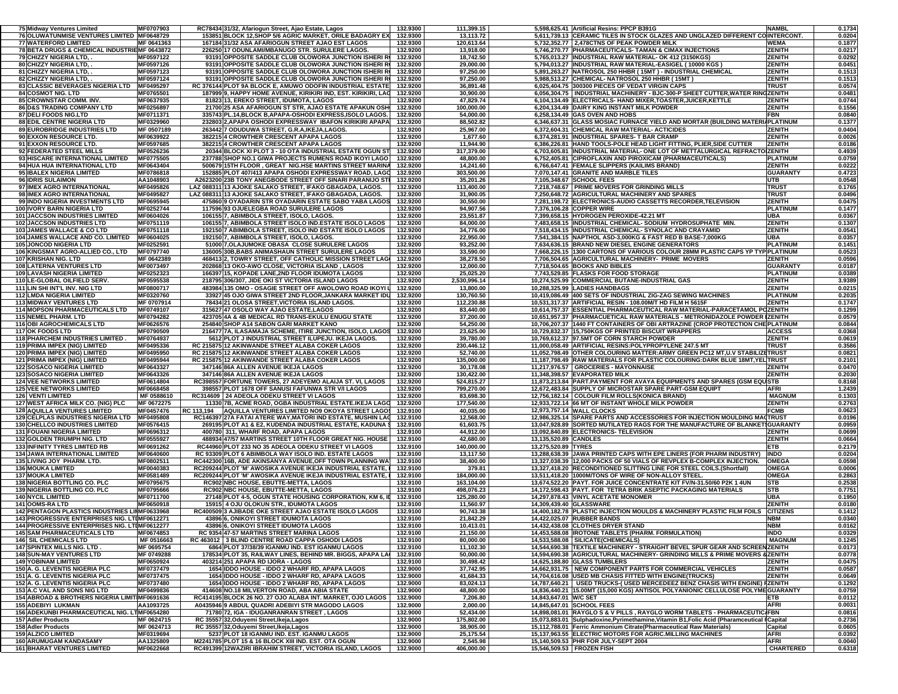| | | | | | | | | | |
|---|---|---|---|---|---|---|---|---|---|
| 75 | Midway Ventures Limited | MF0707903 | RC78434 | 31/32, Afariogun Street, Ajao Estate, Lagos | 132.9300 | 111,399.15 | 5,598,625.41 | Artificial Resins: PPCP B391G | NAMBL | 0.1734 |
| 76 | OLUWATUNMISE VENTURES LIMITED | MF0648729 | 153851 | BLOCK 12,SHOP 5/6 AGRIC MARKET, ORILE BADAGRY EX | 132.9300 | 13,113.72 | 5,611,739.13 | CERAMIC TILES IN STOCK GLAZES AND UNGLAZED DIFFERENT CO | INTERCONT. | 0.0204 |
| 77 | WATERFORD LIMITED | MF 0641363 | 167184 | 31/32 ASA AFARIOGUN STREET AJAO EST LAGOS | 132.9300 | 120,613.64 | 5,732,352.77 | 2,478CTNS OF PEAK POWDER MILK | WEMA | 0.1877 |
| 78 | BETA DRUGS & CHEMICAL INDUSTRIE | MF 0643872 | 226250 | 17 ODUNLAMI/MBANUGO STR. SURULERE LAGOS. | 132.9200 | 13,918.00 | 5,746,270.77 | PHARMACEUTICALS- TAMAN & CIMAX INJECTIONS | ZENITH | 0.0217 |
| 79 | CHIZZY NIGERIA LTD, . | MF0597122 | 93191 | OPPOSITE SADDLE CLUB OLOWORA JUNCTION ISHERI R | 132.9200 | 18,742.50 | 5,765,013.27 | INDUSTRIAL RAW MATERIAL- OK 412 (3150KGS) | ZENITH | 0.0292 |
| 80 | CHIZZY NIGERIA LTD, . | MF0597126 | 93191 | OPPOSITE SADDLE CLUB OLOWORA JUNCTION ISHERI R | 132.9200 | 29,000.00 | 5,794,013.27 | INDUSTRIAL RAW MATERIAL-EASIGEL ( 10000 KGS ) | ZENITH | 0.0451 |
| 81 | CHIZZY NIGERIA LTD, . | MF0597123 | 93191 | OPPOSITE SADDLE CLUB OLOWORA JUNCTION ISHERI R | 132.9200 | 97,250.00 | 5,891,263.27 | NATROSOL 250 HHBR ( 15MT ) - INDUSTRIAL CHEMICAL | ZENITH | 0.1513 |
| 82 | CHIZZY NIGERIA LTD, . | MF0597124 | 93191 | OPPOSITE SADDLE CLUB OLOWORA JUNCTION ISHERI R | 132.9200 | 97,250.00 | 5,988,513.27 | CHEMICAL- NATROSOL 250 HHBR ( 15MT ) | ZENITH | 0.1513 |
| 83 | CLASSIC BEVERAGES NIGERIA LTD | MF0495297 | RC 376144 | PLOT 9A BLOCK E, AMUWO ODOFIN INDUSTRIAL ESTATE | 132.9200 | 36,891.48 | 6,025,404.75 | 300300 PIECES OF VEDAT VIRGIN CAPS | TRUST | 0.0574 |
| 84 | COSMOT NIG. LTD | MF0765501 | 187999 | 9, HAPPY HOME AVENUE, KIRIKIRI IND, EST. KIRIKIRI, LAG | 132.9200 | 30,900.00 | 6,056,304.75 | INDUSTRIAL MACHINERY - BJC-300-P SHEET CUTTER,WATER RING | ZENITH | 0.0481 |
| 85 | CROWNSTAR COMM. INV. | MF0637935 | 81823 | 13, EREKO STREET, IDUMOTA, LAGOS | 132.9200 | 47,829.74 | 6,104,134.49 | ELECTRICALS- HAND MIXER,TOASTER,JUICER,KETTLE | ZENITH | 0.0744 |
| 86 | D&S TRADING COMPANY LTD | MF0256897 | 21700 | 25 ASA AFARIOGUN ST STR, AJAO ESTATE APAKUN OSH | 132.9200 | 100,000.00 | 6,204,134.49 | DAIRY KING INSTANT MILK POWDER | ZENITH | 0.1556 |
| 87 | DELI FOODS NIG.LTD | MF0711371 | 335743 | PL.14,BLOCK B,APAPA-OSHODI EXPRESS,ISOLO LAGOS. | 132.9200 | 54,000.00 | 6,258,134.49 | GAS OVEN AND HOBS | FBN | 0.0840 |
| 88 | EDIL CENTRE NIGERIA LTD | MF0329960 | 232803 | 2,APAPA OSHODI EXPRESSWAY IBAFON KIRIKIRI APAPA | 132.9200 | 88,502.82 | 6,346,637.31 | GLASS MOSIAC FURNACE YIELD AND MORTAR (BUILDING MATERIA | PLATINUM | 0.1377 |
| 89 | EUROBRIDGE INDUSTRIES LTD | MF 0507189 | 263442 | 7 ODUDUWA STREET, G.R.A,IKEJA,LAGOS. | 132.9200 | 25,967.00 | 6,372,604.31 | CHEMICAL RAW MATERIAL- ACTICIDES | ZENITH | 0.0404 |
| 90 | EXXON RESOURCE LTD. | MF0639922 | 382215 | 4 CROWTHER CRESCENT APAPA LAGOS | 132.9200 | 1,677.60 | 6,374,281.91 | INDUSTRIAL SPARES- T BAR CRAMP | ZENITH | 0.0026 |
| 91 | EXXON RESOURCE LTD. | MF0597685 | 382215 | 4 CROWTHER CRESCENT APAPA LAGOS | 132.9200 | 11,944.90 | 6,386,226.81 | HAND TOOLS-POLE HEAD LIGHT FITTING, PLIER,SIDE CUTTER | ZENITH | 0.0186 |
| 92 | FEDERATED STEEL MILLS | MF0526236 | 20344 | BLOCK XI PLOT 3 - 10 OTA INDUSTRIAL ESTATE OGUN ST | 132.9200 | 317,379.00 | 6,703,605.81 | INDUSTRIAL MATERIAL- ONE LOT OF METTALURGICAL REFRACTO | ZENITH | 0.4939 |
| 93 | HISCARE INTERNATIONAL LIMITED | MF0775505 | 237788 | SHOP NO.1 GIWA PROJECTS RUMENS ROAD IKOYI LAGO | 132.9200 | 48,800.00 | 6,752,405.81 | CIPROFLAXIN AND PIROXICAM (PHARMACEUTICALS) | PLATINUM | 0.0759 |
| 94 | HUA HUA INTERNATIONAL LTD | MF0643404 | 500679 | 15TH FLOOR , GREAT NIG.HSE MARTINS STREET MARINA | 132.9200 | 14,241.60 | 6,766,647.41 | FEMALE SLIPPERS (KAILIMS BRAND) | ZENITH | 0.0222 |
| 95 | IBALEX NIGERIA LIMITED | MF0786818 | 152885 | PLOT 407/413 APAPA OSHODI EXPRESSWAY ROAD, LAGO | 132.9200 | 303,500.00 | 7,070,147.41 | GRANITE AND MARBLE TILES | GUARANTY | 0.4723 |
| 96 | IDRIS SULAIMON | AA1048903 | A2623200 | 23B TONY ANEGBODE STREET OFF SINARI PARANIJO STI | 132.9200 | 35,201.26 | 7,105,348.67 | SCHOOL FEES | UTB | 0.0548 |
| 97 | IMEX AGRO INTERNATIONAL | MF0495826 | LAZ 088311 | 13 AJOKE SALAKO STREET, IFAKO GBAGADA, LAGOS. | 132.9200 | 113,400.00 | 7,218,748.67 | PRIME MOVERS FOR GRINDING MILLS | TRUST | 0.1765 |
| 98 | IMEX AGRO INTERNATIONAL | MF0495827 | LAZ 088311 | 13 AJOKE SALAKO STREET, IFAKO GBAGADA, LAGOS. | 132.9200 | 31,900.05 | 7,250,648.72 | AGRICULTURAL MACHINERY AND SPARES | TRUST | 0.0496 |
| 99 | INDO NIGERIA INVESTMENTS LTD | MF0695945 | 475860 | 9 OYADARIN STR OYADARIN ESTATE SABO YABA LAGOS | 132.9200 | 30,550.00 | 7,281,198.72 | ELECTRONICS-AUDIO CASSETTS RECORDER,TELEVISION | ZENITH | 0.0475 |
| 100 | IVORY BARN NIGERIA LTD | MF0252744 | 117596 | 93 OJUELEGBA ROAD SURULERE LAGOS | 132.9200 | 94,907.56 | 7,376,106.28 | COPPER WIRE | PLATINUM | 0.1477 |
| 101 | JACCSON INDUSTRIES LIMITED | MF0604026 | 106155 | 7, ABIMBOLA STREET, ISOLO, LAGOS. | 132.9200 | 23,551.87 | 7,399,658.15 | HYDROGEN PEROXIDE-42.21 MT | UBA | 0.0367 |
| 102 | JACCSON INDUSTRIES LTD | MF0751119 | 106155 | 7, ABIMBOLA STREET ISOLO IND.ESTATE ISOLO LAGOS | 132.9200 | 84,000.00 | 7,483,658.15 | INDUSTRIAL CHEMICAL- SODIUM HYDROSUPHATE MIN. | ZENITH | 0.1307 |
| 103 | JAMES WALLACE & CO LTD | MF0751118 | 192150 | 7 ABIMBOLA STREET, ISOLO IND ESTATE ISOLO LAGOS | 132.9200 | 34,776.00 | 7,518,434.15 | INDUSTRIAL CHEMICAL- SYNOLAC AND CRAYAMID | ZENITH | 0.0541 |
| 104 | JAMES WALLACE AND CO. LIMITED | MF0604025 | 192150 | 7, ABIMBOLA STREET, ISOLO, LAGOS. | 132.9200 | 22,950.00 | 7,541,384.15 | NAPTHOL ASD-3,000KG & FAST RED B BASE-7,000KG | UBA | 0.0357 |
| 105 | JONCOD NIGERIA LTD | MF0252591 | 51000 | 7,OLAJUMOKE OBASA CLOSE SURULERE LAGOS | 132.9200 | 93,252.00 | 7,634,636.15 | BRAND NEW DIESEL ENGINE GENERATORS | PLATINUM | 0.1451 |
| 106 | KINGSMAT AGRO-ALLIED CO., LTD | MF0797740 | 136005 | 30B,BABS ANIMASHAUN STREET SURULERE LAGOS | 132.9200 | 33,590.00 | 7,668,226.15 | 1300 CARTONS OF VARIOUS COLOUR 28MM PLASTIC CAPS YP TYP | PLATINUM | 0.0523 |
| 107 | KRISHAN NIG. LTD | MF 0642389 | 468413 | 2,TOWRY STREET, OFF CATHOLIC MISSION STREET LAG | 132.9200 | 38,278.50 | 7,706,504.65 | AGRICULTURAL MACHINERY- PRIME MOVERS | ZENITH | 0.0596 |
| 108 | LATERNA VENTURES LTD | MF0073497 | 202868 | 13 OKO-AWO CLOSE, VICTORIA ISLAND , LAGOS | 132.9200 | 12,000.00 | 7,718,504.65 | BOOKS AND BIBLES | GUARANTY | 0.0187 |
| 109 | LAVASH NIGERIA LIMITED | MF0252323 | 166397 | 15, KOPADE LANE,2ND FLOOR IDUMOTA LAGOS | 132.9200 | 25,025.20 | 7,743,529.85 | FLASKS FOR FOOD STORAGE | PLATINUM | 0.0389 |
| 110 | LE-GLOBAL OILFIELD SERV. | MF0595538 | 218795 | 306/307, JIDE OKI ST VICTORIA ISLAND LAGOS | 132.9200 | 2,530,996.14 | 10,274,525.99 | COMMERCIAL BUTANE-INDUSTRIAL GAS | ZENITH | 3.9389 |
| 111 | LIN SHI INT'L INV. NIG LTD | MF0800717 | 483984 | 135 OMO - OSAGIE STREET OFF AWOLOWO ROAD IKOYI L | 132.9200 | 13,800.00 | 10,288,325.99 | LADIES HANDBAGS | ZENITH | 0.0215 |
| 112 | LMDA NIGERIA LIMITED | MF0320760 | 33927 | 45 OJO GIWA STREET 2ND FLOOR,JANKARA MARKET IDU | 132.9200 | 130,760.50 | 10,419,086.49 | 400 SETS OF INDUSTRIAL ZIG-ZAG SEWING MACHINES | PLATINUM | 0.2035 |
| 113 | MIDWAY VENTURES LTD | MF 0707914 | 78434 | 21 OLOSA STREET,VICTORIA ISLAND LAGOS. | 132.9200 | 112,230.88 | 10,531,317.37 | ARTIFICIAL RESIN - 108.00M/T HD FILM H 5615F | ZENITH | 0.1747 |
| 114 | MOFSON PHARMACEUTICALS LTD | MF0749107 | 315627 | 47 OSOLO WAY AJAO ESTATE,LAGOS | 132.9200 | 83,440.00 | 10,614,757.37 | ESSENTIAL PHARMACEUTICAL RAW MATERIAL-PARACETAMOL PO | ZENITH | 0.1299 |
| 115 | NEMEL PHARM. LTD | MF0794282 | 423705 | 4A & 4B MEDICAL RD TRANS-EKULU ENUGU STATE | 132.9200 | 37,200.00 | 10,651,957.37 | PHARMACEUTICAL RAW MATERIALS - METRONIDAZOLE POWDER I | ZENITH | 0.0579 |
| 116 | OBI AGROCHEMICALS LTD | MF0626576 | 254840 | SHOP A14 SABON GARI MARKET KANO | 132.9200 | 54,250.00 | 10,706,207.37 | 1440 FT CONTAINERS OF OBI ARTRAZINE (CROP PROTECTION CHE | PLATINUM | 0.0844 |
| 117 | OK FOODS LTD | MF0790509 | 216477 | 7A, ILASAMAJA SCHEME, ITIRE JUNCTION, ISOLO, LAGOS | 132.9200 | 23,625.00 | 10,729,832.37 | 15,750KGS OF PRINTED BISCUIT WRAPPERS | ACCESS | 0.0368 |
| 118 | PHARCHEM INDUSTRIES LIMITED . | MF0764937 | 5612 | PLOT J INDUSTRIAL STREET ILUPEJU. IKEJA LAGOS. | 132.9200 | 39,780.00 | 10,769,612.37 | 97.5MT OF CORN STARCH POWDER | ZENITH | 0.0619 |
| 119 | PRIMA IMPEX (NIG) LIMITED | MF0495336 | RC 215875 | 12 AKINWANDE STREET ALABA COKER LAGOS | 132.9200 | 230,446.12 | 11,000,058.49 | ARTIFICIAL RESINS:POLYPROPYLENE 247.5 MT | TRUST | 0.3586 |
| 120 | PRIMA IMPEX (NIG) LIMITED | MF0495950 | RC 215875 | 12 AKINWANDE STREET ALABA COKER LAGOS | 132.9200 | 52,740.00 | 11,052,798.49 | OTHER COLOURING MATTER:ARMY GREEN PC12 MT,U.V STABILIZE | TRUST | 0.0821 |
| 121 | PRIMA IMPEX (NIG) LIMITED | MF0495944 | RC 215875 | 12 AKINWANDE STREET ALABA COKER LAGOS | 132.9200 | 135,000.00 | 11,187,798.49 | RAW MATERIALS FOR PLASTIC COLOURING:DARK BLUE 18MT,YEL | TRUST | 0.2101 |
| 122 | SOSACO NIGERIA LIMITED | MF0643327 | 347146 | 86A ALLEN AVENUE IKEJA LAGOS | 132.9200 | 30,178.08 | 11,217,976.57 | GROCERIES - MAYONNAISE | ZENITH | 0.0470 |
| 123 | SOSACO NIGERIA LIMITED | MF0643326 | 347146 | 86A ALLEN AVENUE IKEJA LAGOS | 132.9200 | 130,422.00 | 11,348,398.57 | EVAPORATED MILK | ZENITH | 0.2030 |
| 124 | VEE NETWORKS LIMITED | MF0614804 | RC398557 | FORTUNE TOWERS, 27 ADEYEMO ALAIJA ST. VI, LAGOS | 132.9200 | 524,815.27 | 11,873,213.84 | PART.PAYMENT FOR AVAYA EQUIPMENTS AND SPARES (GSM EQU | STB | 0.8168 |
| 125 | VEE NETWORKS LIMITED | MF0668458 | 398557 | PLOT 1678 OFF SANUSI FAFUNWA STR V/I LAGOS | 132.9200 | 799,270.00 | 12,672,483.84 | SUPPLY OF MICROSTAR SPARE PART-GSM EQUIPT | AFRI | 1.2439 |
| 126 | VENTI LIMITED | MF 0588610 | RC314609 | 24 ADEOLA ODEKU STREET VI LAGOS | 132.9200 | 83,698.30 | 12,756,182.14 | COLOUR FILM ROLLS(KONICA BRAND) | MAGNUM | 0.1303 |
| 127 | WEST AFRICA MILK CO. (NIG) PLC | MF 0672275 | 11330 | 7B, ACME ROAD, OGBA INDUSTRIAL ESTATE.IKEJA LAGO | 132.9200 | 177,540.00 | 12,933,722.14 | 66 MT OF INSTANT WHOLE MILK POWDER | ZENITH | 0.2763 |
| 128 | AQUILLA VENTURES LIMITED | MF0457476 | RC 113,194 | AQUILLA VENTURES LIMITED NO9 OKOYA STREET LAGOS | 132.9100 | 40,035.00 | 12,973,757.14 | WALL CLOCKS | FCMB | 0.0623 |
| 129 | CELPLAS INDUSTRIES NIGERIA LTD | MF0495808 | RC146397 | 27A FATAI ATERE WAY,MATORI IND ESTATE, MUSHIN LAG | 132.9100 | 12,568.00 | 12,986,325.14 | SPARE PARTS AND ACCESSORIES FOR INJECTION MOULDING MAC | TRUST | 0.0196 |
| 130 | CHELLCO INDUSTRIES LIMITED | MF0576415 | 269195 | PLOT A1 & E2, KUDENDA INDUSTRIAL ESTATE, KADUNA S | 132.9100 | 61,603.75 | 13,047,928.89 | SORTED MUTILATED RAGS FOR THE MANUFACTURE OF BLANKETS | GUARANTY | 0.0959 |
| 131 | FOUANI NIGERIA LIMITED | MF0696312 | 400780 | 311, WHARF ROAD, APAPA LAGOS | 132.9100 | 44,912.00 | 13,092,840.89 | ELECTRONICS- TELEVISION | ZENITH | 0.0699 |
| 132 | GOLDEN TRIUMPH NIG. LTD | MF0555927 | 488934 | 47/57 MARTINS STREET 10TH FLOOR GREAT NIG. HOUSE | 132.9100 | 42,680.00 | 13,135,520.89 | CANDLES | ZENITH | 0.0664 |
| 133 | INFINITY TYRES LIMITED RB | MF0691262 | RC44960 | PLOT 233 NO 35 ADEOLA ODEKU STREET VI LAGOS | 132.9100 | 140,000.00 | 13,275,520.89 | TYRES | ETB | 0.2179 |
| 134 | JAWA INTERNATIONAL LIMITED | MF0640600 | RC 93309 | PLOT 6 ABIMBOLA WAY ISOLO IND. ESTATE LAGOS | 132.9100 | 13,117.50 | 13,288,638.39 | JAWA PRINTED CAPS WITH EPE LINERS (FOR PHARM INDUSTRY) | INDO | 0.0204 |
| 135 | LIVING JOY PHARM. LTD. | MF0802511 | RC442300 | 16B, ADE AKINSANYA AVENUE,OFF TOWN PLANNING WA | 132.9100 | 38,400.00 | 13,327,038.39 | 12,000 PACKS OF 50 VIALS OF REVPLEX B-COMPLEX INJECTION. | OMEGA | 0.0598 |
| 136 | MOUKA LIMITED | MF0040383 | RC209244 | PLOT 'M' AWOSIKA AVENUE IKEJA INDUSTRIAL ESTATE, | 132.9100 | 379.81 | 13,327,418.20 | RECONDITIONED SLITTING LINE FOR STEEL COILS.(Shortfall) | OMEGA | 0.0006 |
| 137 | MOUKA LIMITED | MF0581489 | RC209244 | PLOT 'M' AWOSIKA AVENUE IKEJA INDUSTRIAL ESTATE, | 132.9100 | 184,000.00 | 13,511,418.20 | 1000M/TONS OF WIRE OF NON-ALLOY STEEL. | OMEGA | 0.2863 |
| 138 | NIGERIA BOTTLING CO. PLC | MF0795675 | RC902 | NBC HOUSE, EBUTTE-METTA, LAGOS | 132.9100 | 163,104.00 | 13,674,522.20 | PAYT. FOR JUICE CONCENTRATE KIT FV/N-31.50/60 P2K 1 4UN | STB | 0.2538 |
| 139 | NIGERIA BOTTLING CO. PLC | MF0795666 | RC902 | NBC HOUSE, EBUTTE-METTA, LAGOS | 132.9100 | 498,076.23 | 14,172,598.43 | PAYT. FOR TETRA BRIK ASEPTIC PACKAGING MATERIALS | STB | 0.7751 |
| 140 | NYCIL LIMITED | MF0711700 | 27148 | PLOT 4-5, OGUN STATE HOUSING CORPORATION, KM 6, ID | 132.9100 | 125,280.00 | 14,297,878.43 | VINYL ACETATE MONOMER | UBA | 0.1950 |
| 141 | OOMS-RA LTD | MF0650918 | 15915 | 4 OJU OLOKUN STR., IDUMOTA LAGOS | 132.9100 | 11,560.97 | 14,309,439.40 | GLASSWARE | ZENITH | 0.0180 |
| 142 | PENTAGON PLASTICS INDUSTRIES LIM | MF0633968 | RC400509 | 3 AJIBADE OKE STREET AJAO ESTATE ISOLO LAGOS | 132.9100 | 90,743.38 | 14,400,182.78 | PLASTIC INJECTION MOULDS & MACHINERY PLASTIC FILM FOILS | CITIZENS | 0.1412 |
| 143 | PROGRESSIVE ENTERPRISES NIG. LTD | MF0612271 | 43896 | 6, ONIKOYI STREET IDUMOTA LAGOS | 132.9100 | 21,842.29 | 14,422,025.07 | RUBBER BANDS | NBM | 0.0340 |
| 144 | PROGRESSIVE ENTERPRISES NIG. LTD | MF0612277 | 43896 | 6, ONIKOYI STREET IDUMOTA LAGOS | 132.9100 | 10,413.01 | 14,432,438.08 | CLOTHES DRYER STAND | NBM | 0.0162 |
| 145 | SAM PHARMACEUTICALS LTD | MF0674853 | RC 9354 | 47-57 MARTINS STREET MARINA LAGOS | 132.9100 | 21,150.00 | 14,453,588.08 | IROTONE TABLETS (PHARM. FORMULATION) | INDO | 0.0329 |
| 146 | SIL CHEMICALS LTD | MF 0516663 | RC 463012 | 3 BLIND CENTRE ROAD CAPPA OSHODI LAGOS | 132.9100 | 80,000.00 | 14,533,588.08 | SILICATE(CHEMICALS) | MAGNUM | 0.1245 |
| 147 | SPINTEX MILLS NIG. LTD . | MF 0695754 | 6864 | PLOT 37/38/39 IGANMU IND. EST IGANMU LAGOS | 132.9100 | 11,102.30 | 14,544,690.38 | TEXTILE MACHINERY - STRAIGHT BEVEL SPUR GEAR AND SCREEN | ZENITH | 0.0173 |
| 148 | SUN-MAY VENTURES LTD | MF 0749288 | 178534 | PLOT 35, RAILWAY LINES, BEHIND MR. BIGGS, APAPA LA | 132.9100 | 50,000.00 | 14,594,690.38 | AGRICULTURAL MACHINERY- GRINDING MILLS & PRIME MOVERS & | ZENITH | 0.0778 |
| 149 | YOBINAM LIMITED | MF0650924 | 403214 | 251 APAPA RD IJORA - LAGOS | 132.9100 | 30,498.42 | 14,625,188.80 | GLASS TUMBLERS | ZENITH | 0.0475 |
| 150 | A. G. LEVENTIS NIGERIA PLC | MF0737479 | 1654 | IDDO HOUSE - IDDO 2 WHARF RD, APAPA LAGOS | 132.9000 | 37,742.95 | 14,662,931.75 | NEW COMPONENT PARTS FOR COMMERCIAL VEHICLES | ZENITH | 0.0587 |
| 151 | A. G. LEVENTIS NIGERIA PLC | MF0737475 | 1654 | IDDO HOUSE - IDDO 2 WHARF RD, APAPA LAGOS | 132.9000 | 41,684.33 | 14,704,616.08 | USED MB CHASIS FITTED WITH ENGINE(TRUCKS) | ZENITH | 0.0649 |
| 152 | A. G. LEVENTIS NIGERIA PLC | MF0737480 | 1654 | IDDO HOUSE - IDDO 2 WHARF RD, APAPA LAGOS | 132.9000 | 83,024.13 | 14,787,640.21 | USED TRUCKS-( USED MERCEDEEZ BENZ CHASIS WITH ENGINE) F | ZENITH | 0.1292 |
| 153 | A.C VAL AND SONS NIG LTD | MF0499836 | 414608 | NO.18 MILVERTON ROAD, ABA ABIA STATE | 132.9000 | 48,800.00 | 14,836,440.21 | 15.00MT (15,000 KGS) ANTISOL POLYANIONIC CELLULOSE POLYME | GUARANTY | 0.0759 |
| 154 | ABROAD & BROTHERS NIGERIA LIMIT | MF0691636 | RC414195 | BLOCK 26 NO. 27 OJO ALABA INT. MARKET, OJO LAGOS | 132.9000 | 7,206.80 | 14,843,647.01 | W/C SET | ETB | 0.0112 |
| 155 | ADEBIYI LUKMAN | AA1093725 | A0435946 | 9 ABDUL QUADRI ADEBIYI STR MAGODO LAGOS | 132.9000 | 2,000.00 | 14,845,647.01 | SCHOOL FEES | AFRI | 0.0031 |
| 156 | ADEKUNBI PHARMACEUTICAL NIG. LT | MF0654280 | 71780 | 72, IGA - IDUGANRANRAN STREET , LAGOS | 132.9000 | 52,434.00 | 14,898,081.01 | RAYGLO S & V PILLS , RAYGLO WORM TABLETS - PHARMACEUTIC | FBN | 0.0816 |
| 157 | Adler Products | MF 0624715 | RC 35557 | 32,Oduyemi Street,Ikeja,Lagos | 132.9000 | 175,802.00 | 15,073,883.01 | Sulphadoxine,Pyrimethamine,Vitamin B1,Folic Acid (Pharamceutical R | Capital | 0.2736 |
| 158 | Adler Products | MF 0624713 | RC 35557 | 32,Oduyemi Street,Ikeja,Lagos | 132.9000 | 38,905.00 | 15,112,788.01 | Ferric Ammonium Citrate(Pharmaceutical Raw Materials) | Capital | 0.0605 |
| 159 | ALZICO LIMITED | MF0319694 | 5237 | PLOT 18 IGANMU IND. EST. IGANMU LAGOS | 132.9000 | 25,175.54 | 15,137,963.55 | ELECTRIC MOTORS FOR AGRIC.MILLING MACHINES | AFRI | 0.0392 |
| 160 | ARUMUGAM KANDASAMY | AA1325809 | M2241785 | PLOT 15 & 16 BLOCK XIII IND. EST. OTA OGUN | 132.9000 | 2,545.98 | 15,140,509.53 | PHR FOR JULY-SEPT 2004 | AFRI | 0.0040 |
| 161 | BHARAT VENTURES LIMITED | MF0622668 | RC491399 | 12WAZIRI IBRAHIM STREET, VICTORIA ISLAND, LAGOS | 132.9000 | 406,000.00 | 15,546,509.53 | FROZEN FISH | CHARTERED | 0.6318 |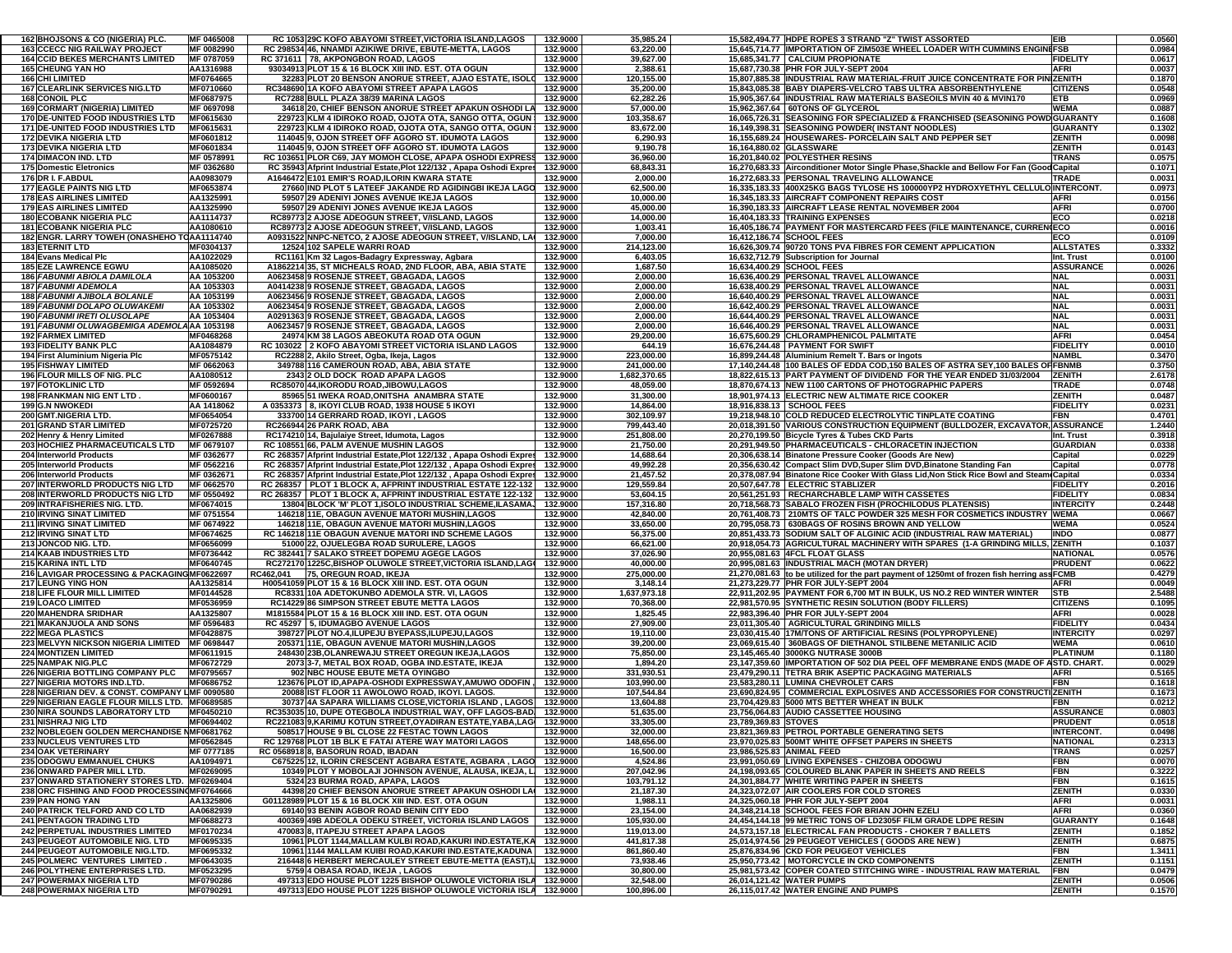| | | | | | | | | | |
|---|---|---|---|---|---|---|---|---|---|
| 162 | BHOJSONS & CO (NIGERIA) PLC. | MF 0465008 | RC 1053 | 29C KOFO ABAYOMI STREET,VICTORIA ISLAND,LAGOS | 132.9000 | 35,985.24 | 15,582,494.77 | HDPE ROPES 3 STRAND "Z" TWIST ASSORTED | EIB | 0.0560 |
| 163 | CCECC NIG RAILWAY PROJECT | MF 0082990 | RC 298534 | 46, NNAMDI AZIKIWE DRIVE, EBUTE-METTA, LAGOS | 132.9000 | 63,220.00 | 15,645,714.77 | IMPORTATION OF ZIM503E WHEEL LOADER WITH CUMMINS ENGINE | FSB | 0.0984 |
| 164 | CCID BEKES MERCHANTS LIMITED | MF 0787059 | RC 371611 | 78, AKPONGBON ROAD, LAGOS | 132.9000 | 39,627.00 | 15,685,341.77 | CALCIUM PROPIONATE | FIDELITY | 0.0617 |
| 165 | CHEUNG YAN HO | AA1316988 | 93034913 | PLOT 15 & 16 BLOCK XIII IND. EST. OTA OGUN | 132.9000 | 2,388.61 | 15,687,730.38 | PHR FOR JULY-SEPT 2004 | AFRI | 0.0037 |
| 166 | CHI LIMITED | MF0764665 | 32283 | PLOT 20 BENSON ANORUE STREET, AJAO ESTATE, ISOLO | 132.9000 | 120,155.00 | 15,807,885.38 | INDUSTRIAL RAW MATERIAL-FRUIT JUICE CONCENTRATE FOR PINE | ZENITH | 0.1870 |
| 167 | CLEARLINK SERVICES NIG.LTD | MF0710660 | RC348690 | 1A KOFO ABAYOMI STREET APAPA LAGOS | 132.9000 | 35,200.00 | 15,843,085.38 | BABY DIAPERS-VELCRO TABS ULTRA ABSORBENTHYLENE | CITIZENS | 0.0548 |
| 168 | CONOIL PLC | MF0687975 | RC7288 | BULL PLAZA 38/39 MARINA LAGOS | 132.9000 | 62,282.26 | 15,905,367.64 | INDUSTRIAL RAW MATERIALS BASEOILS MVIN 40 & MVIN170 | ETB | 0.0969 |
| 169 | CORMART (NIGERIA) LIMITED | MF 0697098 | 34618 | 20, CHIEF BENSON ANORUE STREET APAKUN OSHODI LA | 132.9000 | 57,000.00 | 15,962,367.64 | 60TONS OF GLYCEROL | WEMA | 0.0887 |
| 170 | DE-UNITED FOOD INDUSTRIES LTD | MF0615630 | 229723 | KLM 4 IDIROKO ROAD, OJOTA OTA, SANGO OTTA, OGUN | 132.9000 | 103,358.67 | 16,065,726.31 | SEASONING FOR SPECIALIZED & FRANCHISED (SEASONING POWD | GUARANTY | 0.1608 |
| 171 | DE-UNITED FOOD INDUSTRIES LTD | MF0615631 | 229723 | KLM 4 IDIROKO ROAD, OJOTA OTA, SANGO OTTA, OGUN | 132.9000 | 83,672.00 | 16,149,398.31 | SEASONING POWDER( INSTANT NOODLES) | GUARANTY | 0.1302 |
| 172 | DEVIKA NIGERIA LTD | MF0601812 | 114045 | 9, OJON STREET OFF AGORO ST. IDUMOTA LAGOS | 132.9000 | 6,290.93 | 16,155,689.24 | HOUSEWARES- PORCELAIN SALT AND PEPPER SET | ZENITH | 0.0098 |
| 173 | DEVIKA NIGERIA LTD | MF0601834 | 114045 | 9, OJON STREET OFF AGORO ST. IDUMOTA LAGOS | 132.9000 | 9,190.78 | 16,164,880.02 | GLASSWARE | ZENITH | 0.0143 |
| 174 | DIMACON IND. LTD | MF 0578991 | RC 103651 | PLOR C69, JAY MOMOH CLOSE, APAPA OSHODI EXPRESS | 132.9000 | 36,960.00 | 16,201,840.02 | POLYESTHER RESINS | TRANS | 0.0575 |
| 175 | Domestic Eletronics | MF 0362680 | RC 35943 | Afprint Industrial Estate,Plot 122/132 , Apapa Oshodi Expres | 132.9000 | 68,843.31 | 16,270,683.33 | Airconditioner Motor Single Phase,Shackle and Bellow For Fan (Good | Capital | 0.1071 |
| 176 | DR I. F.ABDUL | AA0983079 | A1646472 | E101 EMIR'S ROAD,ILORIN KWARA STATE | 132.9000 | 2,000.00 | 16,272,683.33 | PERSONAL TRAVELING ALLOWANCE | TRADE | 0.0031 |
| 177 | EAGLE PAINTS NIG LTD | MF0653874 | 27660 | IND PLOT 5 LATEEF JAKANDE RD AGIDINGBI IKEJA LAGO | 132.9000 | 62,500.00 | 16,335,183.33 | 400X25KG BAGS TYLOSE HS 100000YP2 HYDROXYETHYL CELLULO | INTERCONT. | 0.0973 |
| 178 | EAS AIRLINES LIMITED | AA1325991 | 59507 | 29 ADENIYI JONES AVENUE IKEJA LAGOS | 132.9000 | 10,000.00 | 16,345,183.33 | AIRCRAFT COMPONENT REPAIRS COST | AFRI | 0.0156 |
| 179 | EAS AIRLINES LIMITED | AA1325990 | 59507 | 29 ADENIYI JONES AVENUE IKEJA LAGOS | 132.9000 | 45,000.00 | 16,390,183.33 | AIRCRAFT LEASE RENTAL NOVEMBER 2004 | AFRI | 0.0700 |
| 180 | ECOBANK NIGERIA PLC | AA1114737 | RC89773 | 2 AJOSE ADEOGUN STREET, V/ISLAND, LAGOS | 132.9000 | 14,000.00 | 16,404,183.33 | TRAINING EXPENSES | ECO | 0.0218 |
| 181 | ECOBANK NIGERIA PLC | AA1080610 | RC89773 | 2 AJOSE ADEOGUN STREET, V/ISLAND, LAGOS | 132.9000 | 1,003.41 | 16,405,186.74 | PAYMENT FOR MASTERCARD FEES (FILE MAINTENANCE, CURREN | ECO | 0.0016 |
| 182 | ENGR. LARRY TOWEH (ONASHEHO TO | AA1114740 | A0931522 | NNPC-NETCO, 2 AJOSE ADEOGUN STREET, V/ISLAND, LA | 132.9000 | 7,000.00 | 16,412,186.74 | SCHOOL FEES | ECO | 0.0109 |
| 183 | ETERNIT LTD | MF0304137 | 12524 | 102 SAPELE WARRI ROAD | 132.9000 | 214,123.00 | 16,626,309.74 | 90720 TONS PVA FIBRES FOR CEMENT APPLICATION | ALLSTATES | 0.3332 |
| 184 | Evans Medical Plc | AA1022029 | RC1161 | Km 32 Lagos-Badagry Expressway, Agbara | 132.9000 | 6,403.05 | 16,632,712.79 | Subscription for Journal | Int. Trust | 0.0100 |
| 185 | EZE LAWRENCE EGWU | AA1085020 | A1862214 | 35, ST MICHEALS ROAD, 2ND FLOOR, ABA, ABIA STATE | 132.9000 | 1,687.50 | 16,634,400.29 | SCHOOL FEES | ASSURANCE | 0.0026 |
| 186 | *FABUNMI ABIOLA DAMILOLA* | AA 1053200 | A0623458 | 9 ROSENJE STREET, GBAGADA, LAGOS | 132.9000 | 2,000.00 | 16,636,400.29 | PERSONAL TRAVEL ALLOWANCE | NAL | 0.0031 |
| 187 | *FABUNMI ADEMOLA* | AA 1053303 | A0414238 | 9 ROSENJE STREET, GBAGADA, LAGOS | 132.9000 | 2,000.00 | 16,638,400.29 | PERSONAL TRAVEL ALLOWANCE | NAL | 0.0031 |
| 188 | *FABUNMI AJIBOLA BOLANLE* | AA 1053199 | A0623456 | 9 ROSENJE STREET, GBAGADA, LAGOS | 132.9000 | 2,000.00 | 16,640,400.29 | PERSONAL TRAVEL ALLOWANCE | NAL | 0.0031 |
| 189 | *FABUNMI DOLAPO OLUWAKEMI* | AA 1053302 | A0623454 | 9 ROSENJE STREET, GBAGADA, LAGOS | 132.9000 | 2,000.00 | 16,642,400.29 | PERSONAL TRAVEL ALLOWANCE | NAL | 0.0031 |
| 190 | *FABUNMI IRETI OLUSOLAPE* | AA 1053404 | A0291363 | 9 ROSENJE STREET, GBAGADA, LAGOS | 132.9000 | 2,000.00 | 16,644,400.29 | PERSONAL TRAVEL ALLOWANCE | NAL | 0.0031 |
| 191 | *FABUNMI OLUWAGBEMIGA ADEMOLA* | AA 1053198 | A0623457 | 9 ROSENJE STREET, GBAGADA, LAGOS | 132.9000 | 2,000.00 | 16,646,400.29 | PERSONAL TRAVEL ALLOWANCE | NAL | 0.0031 |
| 192 | FARMEX LIMITED | MF0468268 | 24974 | KM 38 LAGOS ABEOKUTA ROAD OTA OGUN | 132.9000 | 29,200.00 | 16,675,600.29 | CHLORAMPHENICOL PALMITATE | AFRI | 0.0454 |
| 193 | FIDELITY BANK PLC | AA1084879 | RC 103022 | 2 KOFO ABAYOMI STREET VICTORIA ISLAND LAGOS | 132.9000 | 644.19 | 16,676,244.48 | PAYMENT FOR SWIFT | FIDELITY | 0.0010 |
| 194 | First Aluminium Nigeria Plc | MF0575142 | RC2288 | 2, Akilo Street, Ogba, Ikeja. Lagos | 132.9000 | 223,000.00 | 16,899,244.48 | Aluminium Remelt T. Bars or Ingots | NAMBL | 0.3470 |
| 195 | FISHWAY LIMITED | MF 0662063 | 349788 | 116 CAMEROUN ROAD, ABA, ABIA STATE | 132.9000 | 241,000.00 | 17,140,244.48 | 100 BALES OF EDDA COD,150 BALES OF ASTRA SEY,100 BALES OF | FBNMB | 0.3750 |
| 196 | FLOUR MILLS OF NIG. PLC | AA1080512 | 2343 | 2 OLD DOCK ROAD APAPA LAGOS | 132.9000 | 1,682,370.65 | 18,822,615.13 | PART PAYMENT OF DIVIDEND FOR THE YEAR ENDED 31/03/2004 | ZENITH | 2.6178 |
| 197 | FOTOKLINIC LTD | MF 0592694 | RC85070 | 44,IKORODU ROAD,JIBOWU,LAGOS | 132.9000 | 48,059.00 | 18,870,674.13 | NEW 1100 CARTONS OF PHOTOGRAPHIC PAPERS | TRADE | 0.0748 |
| 198 | FRANKMAN NIG ENT LTD . | MF0600167 | 85965 | 51 IWEKA ROAD,ONITSHA ANAMBRA STATE | 132.9000 | 31,300.00 | 18,901,974.13 | ELECTRIC NEW ALTIMATE RICE COOKER | ZENITH | 0.0487 |
| 199 | G.N NWOKEDI | AA 1418062 | A 0353373 | 8, IKOYI CLUB ROAD, 1938 HOUSE 5 IKOYI | 132.9000 | 14,864.00 | 18,916,838.13 | SCHOOL FEES | FIDELITY | 0.0231 |
| 200 | GMT.NIGERIA LTD. | MF0654054 | 333700 | 14 GERRARD ROAD, IKOYI , LAGOS | 132.9000 | 302,109.97 | 19,218,948.10 | COLD REDUCED ELECTROLYTIC TINPLATE COATING | FBN | 0.4701 |
| 201 | GRAND STAR LIMITED | MF0725720 | RC266944 | 26 PARK ROAD, ABA | 132.9000 | 799,443.40 | 20,018,391.50 | VARIOUS CONSTRUCTION EQUIPMENT (BULLDOZER, EXCAVATOR, | ASSURANCE | 1.2440 |
| 202 | Henry & Henry Limited | MF0267888 | RC174210 | 14, Bajulaiye Street, Idumota, Lagos | 132.9000 | 251,808.00 | 20,270,199.50 | Bicycle Tyres & Tubes CKD Parts | Int. Trust | 0.3918 |
| 203 | HOCHIEZ PHARMACEUTICALS LTD | MF 0679107 | RC 108551 | 66, PALM AVENUE MUSHIN LAGOS | 132.9000 | 21,750.00 | 20,291,949.50 | PHARMACEUTICALS - CHLORACETIN INJECTION | GUARDIAN | 0.0338 |
| 204 | Interworld Products | MF 0362677 | RC 268357 | Afprint Industrial Estate,Plot 122/132 , Apapa Oshodi Expres | 132.9000 | 14,688.64 | 20,306,638.14 | Binatone Pressure Cooker (Goods Are New) | Capital | 0.0229 |
| 205 | Interworld Products | MF 0562216 | RC 268357 | Afprint Industrial Estate,Plot 122/132 , Apapa Oshodi Expres | 132.9000 | 49,992.28 | 20,356,630.42 | Compact Slim DVD,Super Slim DVD,Binatone Standing Fan | Capital | 0.0778 |
| 206 | Interworld Products | MF 0362671 | RC 268357 | Afprint Industrial Estate,Plot 122/132 , Apapa Oshodi Expres | 132.9000 | 21,457.52 | 20,378,087.94 | Binatone Rice Cooker With Glass Lid,Non Stick Rice Bowl and Steam | Capital | 0.0334 |
| 207 | INTERWORLD PRODUCTS NIG LTD | MF 0662570 | RC 268357 | PLOT 1 BLOCK A, AFPRINT INDUSTRIAL ESTATE 122-132 | 132.9000 | 129,559.84 | 20,507,647.78 | ELECTRIC STABLIZER | FIDELITY | 0.2016 |
| 208 | INTERWORLD PRODUCTS NIG LTD | MF 0550492 | RC 268357 | PLOT 1 BLOCK A, AFPRINT INDUSTRIAL ESTATE 122-132 | 132.9000 | 53,604.15 | 20,561,251.93 | RECHARCHABLE LAMP WITH CASSETES | FIDELITY | 0.0834 |
| 209 | INTRAFISHERIES NIG. LTD. | MF0674015 | 13804 | BLOCK 'M' PLOT 1,ISOLO INDUSTRIAL SCHEME,ILASAMA | 132.9000 | 157,316.80 | 20,718,568.73 | SABALO FROZEN FISH (PROCHILODUS PLATENSIS) | INTERCITY | 0.2448 |
| 210 | IRVING SINAT LIMITED | MF 0751554 | 146218 | 11E, OBAGUN AVENUE MATORI MUSHIN,LAGOS | 132.9000 | 42,840.00 | 20,761,408.73 | 210MTS OF TALC POWDER 325 MESH FOR COSMETICS INDUSTRY | WEMA | 0.0667 |
| 211 | IRVING SINAT LIMITED | MF 0674922 | 146218 | 11E, OBAGUN AVENUE MATORI MUSHIN,LAGOS | 132.9000 | 33,650.00 | 20,795,058.73 | 630BAGS OF ROSINS BROWN AND YELLOW | WEMA | 0.0524 |
| 212 | IRVING SINAT LTD | MF0674625 | RC 146218 | 11E OBAGUN AVENUE MATORI IND SCHEME LAGOS | 132.9000 | 56,375.00 | 20,851,433.73 | SODIUM SALT OF ALGINIC ACID (INDUSTRIAL RAW MATERIAL) | INDO | 0.0877 |
| 213 | JONCOD NIG. LTD. | MF0656099 | 51000 | 22, OJUELEGBA ROAD SURULERE, LAGOS | 132.9000 | 66,621.00 | 20,918,054.73 | AGRICULTURAL MACHINERY WITH SPARES (1-A GRINDING MILLS, | ZENITH | 0.1037 |
| 214 | KAAB INDUSTRIES LTD | MF0736442 | RC 382441 | 7 SALAKO STREET DOPEMU AGEGE LAGOS | 132.9000 | 37,026.90 | 20,955,081.63 | 4FCL FLOAT GLASS | NATIONAL | 0.0576 |
| 215 | KARINA INTL LTD | MF0640745 | RC272170 | 1225C,BISHOP OLUWOLE STREET,VICTORIA ISLAND,LAG | 132.9000 | 40,000.00 | 20,995,081.63 | INDUSTRIAL MACH (MOTAN DRYER) | PRUDENT | 0.0622 |
| 216 | LAVIGAR PROCESSING & PACKAGING | MF0622697 | RC462,041 | 75, OREGUN ROAD, IKEJA | 132.9000 | 275,000.00 | 21,270,081.63 | to be utilized for the part payment of 1250mt of frozen fish herring as | FCMB | 0.4279 |
| 217 | LEUNG YING HON | AA1325814 | H00541059 | PLOT 15 & 16 BLOCK XIII IND. EST. OTA OGUN | 132.9000 | 3,148.14 | 21,273,229.77 | PHR FOR JULY-SEPT 2004 | AFRI | 0.0049 |
| 218 | LIFE FLOUR MILL LIMITED | MF0144528 | RC8331 | 10A ADETOKUNBO ADEMOLA STR. VI, LAGOS | 132.9000 | 1,637,973.18 | 22,911,202.95 | PAYMENT FOR 6,700 MT IN BULK, US NO.2 RED WINTER WINTER | STB | 2.5488 |
| 219 | LOACO LIMITED | MF0536959 | RC14229 | 86 SIMPSON STREET EBUTE METTA LAGOS | 132.9000 | 70,368.00 | 22,981,570.95 | SYNTHETIC RESIN SOLUTION (BODY FILLERS) | CITIZENS | 0.1095 |
| 220 | MAHENDRA SRIDHAR | AA1325807 | M1815584 | PLOT 15 & 16 BLOCK XIII IND. EST. OTA OGUN | 132.9000 | 1,825.45 | 22,983,396.40 | PHR FOR JULY-SEPT 2004 | AFRI | 0.0028 |
| 221 | MAKANJUOLA AND SONS | MF 0596483 | RC 45297 | 5, IDUMAGBO AVENUE LAGOS | 132.9000 | 27,909.00 | 23,011,305.40 | AGRICULTURAL GRINDING MILLS | FIDELITY | 0.0434 |
| 222 | MEGA PLASTICS | MF0428875 | 398727 | PLOT NO.4,ILUPEJU BYEPASS,ILUPEJU,LAGOS | 132.9000 | 19,110.00 | 23,030,415.40 | 17M/TONS OF ARTIFICIAL RESINS (POLYPROPYLENE) | INTERCITY | 0.0297 |
| 223 | MELVYN NICKSON NIGERIA LIMITED | MF 0698647 | 205371 | 11E, OBAGUN AVENUE MATORI MUSHIN,LAGOS | 132.9000 | 39,200.00 | 23,069,615.40 | 360BAGS OF DIETHANOL STILBENE METANILIC ACID | WEMA | 0.0610 |
| 224 | MONTIZEN LIMITED | MF0611915 | 248430 | 23B,OLANREWAJU STREET OREGUN IKEJA,LAGOS | 132.9000 | 75,850.00 | 23,145,465.40 | 3000KG NUTRASE 3000B | PLATINUM | 0.1180 |
| 225 | NAMPAK NIG.PLC | MF0672729 | 2073 | 3-7, METAL BOX ROAD, OGBA IND.ESTATE, IKEJA | 132.9000 | 1,894.20 | 23,147,359.60 | IMPORTATION OF 502 DIA PEEL OFF MEMBRANE ENDS (MADE OF A | STD. CHART. | 0.0029 |
| 226 | NIGERIA BOTTLING COMPANY PLC | MF0795657 | 902 | NBC HOUSE EBUTE META OYINGBO | 132.9000 | 331,930.51 | 23,479,290.11 | TETRA BRIK ASEPTIC PACKAGING MATERIALS | AFRI | 0.5165 |
| 227 | NIGERIA MOTORS IND.LTD. | MF0686752 | 123676 | PLOT ID,APAPA-OSHODI EXPRESSWAY,AMUWO ODOFIN , | 132.9000 | 103,990.00 | 23,583,280.11 | LUMINA CHEVROLET CARS | FBN | 0.1618 |
| 228 | NIGERIAN DEV. & CONST. COMPANY L | MF 0090580 | 20088 | IST FLOOR 11 AWOLOWO ROAD, IKOYI. LAGOS. | 132.9000 | 107,544.84 | 23,690,824.95 | COMMERCIAL EXPLOSIVES AND ACCESSORIES FOR CONSTRUCTI | ZENITH | 0.1673 |
| 229 | NIGERIAN EAGLE FLOUR MILLS LTD. | MF0689585 | 30737 | 4A SAPARA WILLIAMS CLOSE,VICTORIA ISLAND , LAGOS | 132.9000 | 13,604.88 | 23,704,429.83 | 5000 MTS BETTER WHEAT IN BULK | FBN | 0.0212 |
| 230 | NIRA SOUNDS LABORATORY LTD | MF0650210 | RC353035 | 10, DUPE OTEGBOLA INDUSTRIAL WAY, OFF LAGOS-BAD | 132.9000 | 51,635.00 | 23,756,064.83 | AUDIO CASSETTEE HOUSING | ASSURANCE | 0.0803 |
| 231 | NISHRAJ NIG LTD | MF0694402 | RC221083 | 9,KARIMU KOTUN STREET,OYADIRAN ESTATE,YABA,LAG | 132.9000 | 33,305.00 | 23,789,369.83 | STOVES | PRUDENT | 0.0518 |
| 232 | NOBLEGEN GOLDEN MERCHANDISE N | MF0681762 | 508517 | HOUSE 9 BL CLOSE 22 FESTAC TOWN LAGOS | 132.9000 | 32,000.00 | 23,821,369.83 | PETROL PORTABLE GENERATING SETS | INTERCONT. | 0.0498 |
| 233 | NUCLEUS VENTURES LTD | MF0562845 | RC 129768 | PLOT 1B BLK E FATAI ATERE WAY MATORI LAGOS | 132.9000 | 148,656.00 | 23,970,025.83 | 500MT WHITE OFFSET PAPERS IN SHEETS | NATIONAL | 0.2313 |
| 234 | OAK VETERINARY | MF 0777185 | RC 0568918 | 8, BASORUN ROAD, IBADAN | 132.9000 | 16,500.00 | 23,986,525.83 | ANIMAL FEED | TRANS | 0.0257 |
| 235 | ODOGWU EMMANUEL CHUKS | AA1094971 | C675225 | 12, ILORIN CRESCENT AGBARA ESTATE, AGBARA , LAGO | 132.9000 | 4,524.86 | 23,991,050.69 | LIVING EXPENSES - CHIZOBA ODOGWU | FBN | 0.0070 |
| 236 | ONWARD PAPER MILL LTD. | MF0269095 | 10349 | PLOT Y MOBOLAJI JOHNSON AVENUE, ALAUSA, IKEJA, L | 132.9000 | 207,042.96 | 24,198,093.65 | COLOURED BLANK PAPER IN SHEETS AND REELS | FBN | 0.3222 |
| 237 | ONWARD STATIONERY STORES LTD. | MF0269404 | 5324 | 23 BURMA ROAD, APAPA, LAGOS | 132.9000 | 103,791.12 | 24,301,884.77 | WHITE WRITING PAPER IN SHEETS | FBN | 0.1615 |
| 238 | ORC FISHING AND FOOD PROCESSING | MF0764666 | 44398 | 20 CHIEF BENSON ANORUE STREET APAKUN OSHODI LA | 132.9000 | 21,187.30 | 24,323,072.07 | AIR COOLERS FOR COLD STORES | ZENITH | 0.0330 |
| 239 | PAN HONG YAN | AA1325806 | G01128989 | PLOT 15 & 16 BLOCK XIII IND. EST. OTA OGUN | 132.9000 | 1,988.11 | 24,325,060.18 | PHR FOR JULY-SEPT 2004 | AFRI | 0.0031 |
| 240 | PATRICK TELFORD AND CO LTD | AA0682939 | 69140 | 93 BENIN AGBOR ROAD BENIN CITY EDO | 132.9000 | 23,154.00 | 24,348,214.18 | SCHOOL FEES FOR BRIAN JOHN EZELI | AFRI | 0.0360 |
| 241 | PENTAGON TRADING LTD | MF0688273 | 400369 | 49B ADEOLA ODEKU STREET, VICTORIA ISLAND LAGOS | 132.9000 | 105,930.00 | 24,454,144.18 | 99 METRIC TONS OF LD2305F FILM GRADE LDPE RESIN | GUARANTY | 0.1648 |
| 242 | PERPETUAL INDUSTRIES LIMITED | MF0170234 | 470083 | 8, ITAPEJU STREET APAPA LAGOS | 132.9000 | 119,013.00 | 24,573,157.18 | ELECTRICAL FAN PRODUCTS - CHOKER 7 BALLETS | ZENITH | 0.1852 |
| 243 | PEUGEOT AUTOMOBILE NIG. LTD | MF0695335 | 10961 | PLOT 1144,MALLAM KULBI ROAD,KAKURI IND.ESTATE,KA | 132.9000 | 441,817.38 | 25,014,974.56 | 29 PEUGEOT VEHICLES ( GOODS ARE NEW ) | ZENITH | 0.6875 |
| 244 | PEUGEOT AUTOMOBILE NIG.LTD. | MF0695332 | 10961 | 1144 MALLAM KUIBI ROAD,KAKURI IND.ESTATE,KADUNA | 132.9000 | 861,860.40 | 25,876,834.96 | CKD FOR PEUGEOT VEHICLES | FBN | 1.3411 |
| 245 | POLIMEC VENTURES LIMITED . | MF0643035 | 216448 | 6 HERBERT MERCAULEY STREET EBUTE-METTA (EAST),L | 132.9000 | 73,938.46 | 25,950,773.42 | MOTORCYCLE IN CKD COMPONENTS | ZENITH | 0.1151 |
| 246 | POLYTHENE ENTERPRISES LTD. | MF0523295 | 5759 | 4 OBASA ROAD, IKEJA , LAGOS | 132.9000 | 30,800.00 | 25,981,573.42 | COPER COATED STITCHING WIRE - INDUSTRIAL RAW MATERIAL | FBN | 0.0479 |
| 247 | POWERMAX NIGERIA LTD | MF0790286 | 497313 | EDO HOUSE PLOT 1225 BISHOP OLUWOLE VICTORIA ISLA | 132.9000 | 32,548.00 | 26,014,121.42 | WATER PUMPS | ZENITH | 0.0506 |
| 248 | POWERMAX NIGERIA LTD | MF0790291 | 497313 | EDO HOUSE PLOT 1225 BISHOP OLUWOLE VICTORIA ISLA | 132.9000 | 100,896.00 | 26,115,017.42 | WATER ENGINE AND PUMPS | ZENITH | 0.1570 |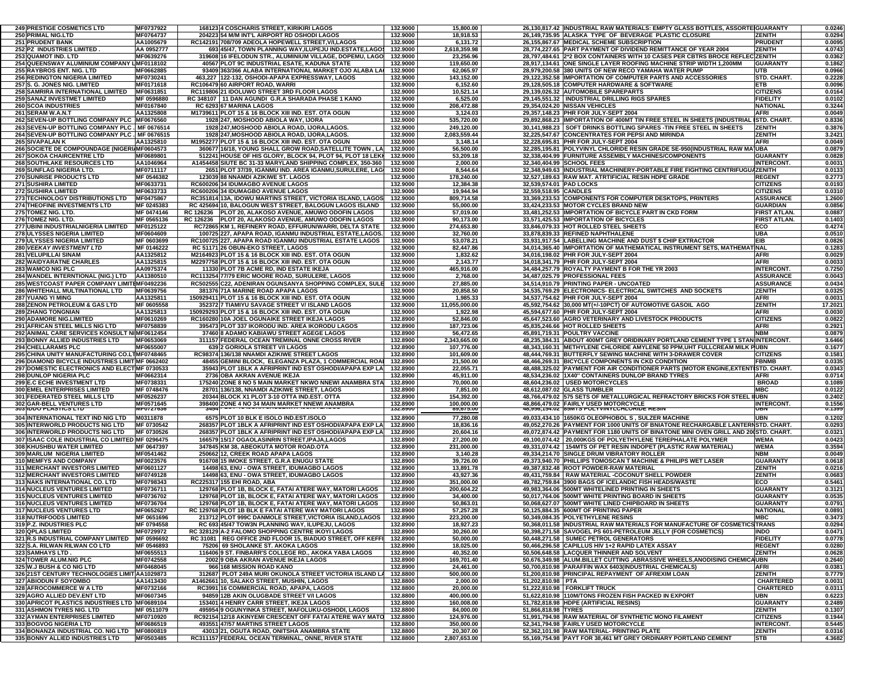| | | | | | | | | | |
|---|---|---|---|---|---|---|---|---|---|
| 249 | PRESTIGE COSMETICS LTD | MF0737922 | 168123 4 COSCHARIS STREET, KIRIKIRI LAGOS | 132.9000 | 15,800.00 | 26,130,817.42 | INDUSTRIAL RAW MATERIALS: EMPTY GLASS BOTTLES, ASSORTE | GUARANTY | 0.0246 |
| 250 | PRIMAL NIG.LTD | MF0764737 | 204223 54 M/M INT'L AIRPORT RD OSHODI LAGOS | 132.9000 | 18,918.53 | 26,149,735.95 | ALASKA TYPE OF BEVERAGE PLASTIC CLOSURE | ZENITH | 0.0294 |
| 251 | PRUDENT BANK | AA1005679 | RC142191 708/709 ADEOLA HOPEWELL STREET,V/I,LAGOS | 132.9000 | 6,131.72 | 26,155,867.67 | MEDICAL SCHEME SUBSCRIPTION | PRUDENT | 0.0095 |
| 252 | PZ INDUSTRIES LIMITED . | AA 0952777 | 693 45/47, TOWN PLANNING WAY,ILUPEJU IND.ESTATE,LAGOS | 132.9000 | 2,618,359.98 | 28,774,227.65 | PART PAYMENT OF DIVIDEND REMITTANCE OF YEAR 2004 | ZENITH | 4.0743 |
| 253 | QUAMOT IND. LTD | MF0639276 | 319608 16 IFELODUN STR., ALUMINIUM VILLAGE, DOPEMU, LAGO | 132.9000 | 23,256.96 | 28,797,484.61 | 2*2 BOX CONTAINERS WITH 10 CASES PER CBTRS BROCE REFLEC | ZENITH | 0.0362 |
| 254 | QUEENSWAY ALUMINIUM COMPANY L | MF0118102 | 40567 PLOT 9C INDUSTRIAL ESATE, KADUNA STATE | 132.9000 | 119,650.00 | 28,917,134.61 | ONE SINGLE LAYER ROOFING MACHINE STRIP WIDTH 1,200MM | GUARANTY | 0.1862 |
| 255 | RAYBROS ENT. NIG. LTD | MF0662885 | 93409 363/366 ALABA INTERNATIONAL MARKET OJO ALABA LA | 132.9000 | 62,065.97 | 28,979,200.58 | 380 UNITS OF NEW RECO YAMAHA WATER PUMP | UTB | 0.0966 |
| 256 | REDINGTON NIGERIA LIMITED | MF0730241 | 463,227 122-132, OSHODI-APAPA EXPRESSWAY, LAGOS | 132.9000 | 143,152.00 | 29,122,352.58 | IMPORTATION OF COMPUTER PARTS AND ACCESSORIES | STD. CHART. | 0.2228 |
| 257 | S. G. JONES NIG. LIMITED | MF0171618 | RC106479 60 AIRPORT ROAD, WARRI | 132.9000 | 6,152.60 | 29,128,505.18 | COMPUTER HARDWARE & SOFTWARE | ETB | 0.0096 |
| 258 | SAMRIRA INTERNATIONAL LIMITED | MF0631851 | RC119806 21 IDOLUWO STREET 3RD FLOOR LAGOS | 132.9000 | 10,521.14 | 29,139,026.32 | AUTOMOBILE SPAREPARTS | CITIZENS | 0.0164 |
| 259 | SANAZ INVESTMET LIMITED | MF 0596880 | RC 348107 11 DAN AGUNDI G.R.A SHARADA PHASE 1 KANO | 132.9000 | 6,525.00 | 29,145,551.32 | INDUSTRIAL DRILLING RIGS SPARES | FIDELITY | 0.0102 |
| 260 | SCOA INDUSTRIES | MF0167840 | RC 6293 67 MARINA LAGOS | 132.9000 | 208,472.88 | 29,354,024.20 | NISSAN VEHICLES | NATIONAL | 0.3244 |
| 261 | SERAM W.A.N.T | AA1325808 | M1739611 PLOT 15 & 16 BLOCK XIII IND. EST. OTA OGUN | 132.9000 | 3,124.03 | 29,357,148.23 | PHR FOR JULY-SEPT 2004 | AFRI | 0.0049 |
| 262 | SEVEN-UP BOTTLING COMPANY PLC | MF0676560 | 1928 247, MOSHOOD ABIOLA WAY, IJORA | 132.9000 | 535,720.00 | 29,892,868.23 | IMPORTATION OF 400MT TIN FREE STEEL IN SHEETS (INDUSTRIAL | STD. CHART. | 0.8336 |
| 263 | SEVEN-UP BOTTLING COMPANY PLC . | MF 0676514 | 1928 247,MOSHOOD ABIOLA ROAD, IJORA,LAGOS. | 132.9000 | 249,120.00 | 30,141,988.23 | SOFT DRINKS BOTTLING SPARES -TIN FREE STEEL IN SHEETS | ZENITH | 0.3876 |
| 264 | SEVEN-UP BOTTLING COMPANY PLC . | MF 0676515 | 1928 247,MOSHOOD ABIOLA ROAD, IJORA,LAGOS. | 132.9000 | 2,083,559.44 | 32,225,547.67 | CONCENTRATES FOR PEPSI AND MIRINDA | ZENITH | 3.2421 |
| 265 | SIVAPALAN K | AA1325810 | M1952277 PLOT 15 & 16 BLOCK XIII IND. EST. OTA OGUN | 132.9000 | 3,148.14 | 32,228,695.81 | PHR FOR JULY-SEPT 2004 | AFRI | 0.0049 |
| 266 | SOCIETE DE COMPOUNDAGE (NIGERIA | MF0604573 | 360677 16/18, YOUNG SHALL GROW ROAD,SATELLITE TOWN , LA | 132.9000 | 56,500.00 | 32,285,195.81 | POLYVINYL CHLORIDE RESIN GRADE SE-950(INDUSTRIAL RAW MA | UBA | 0.0879 |
| 267 | SOKOA CHAIRCENTRE LTD | MF0689801 | 512248 HOUSE OF HIS GLORY, BLOCK 94, PLOT 94, PLOT 18 LEKK | 132.9000 | 53,209.18 | 32,338,404.99 | FURNITURE ASSEMBLY MACHINES/COMPONENTS | GUARANTY | 0.0828 |
| 268 | SOUTHLAKE RESOURCES LTD | AA1046964 | A1454458 SIUTE BC 31-33 MARYLAND SHIPPING COMPLEX, 350-360 | 132.9000 | 2,000.00 | 32,340,404.99 | SCHOOL FEES | INTERCONT. | 0.0031 |
| 269 | SUNFLAG NIGERIA LTD. | MF0711117 | 2651 PLOT 37/39, IGANMU IND. AREA IGANMU,SURULERE, LAG | 132.9000 | 8,544.64 | 32,348,949.63 | INDUSTRIAL MACHINERY-PORTABLE FIRE FIGHTING CENTRIFUGA | ZENITH | 0.0133 |
| 270 | SUNRISE PRODUCTS LTD | MF 0546382 | 123039 88 NNAMDI AZIKIWE ST. LAGOS | 132.9000 | 178,240.00 | 32,527,189.63 | RAW MAT. ATRTIFICIAL RESIN HDPE GRADE | REGENT | 0.2773 |
| 271 | SUSHIRA LIMITED | MF0633731 | RC600206 34 IDUMAGBO AVENUE LAGOS | 132.9000 | 12,384.38 | 32,539,574.01 | PAD LOCKS | CITIZENS | 0.0193 |
| 272 | SUSHIRA LIMITED | MF0633733 | RC600206 34 IDUMAGBO AVENUE LAGOS | 132.9000 | 19,944.94 | 32,559,518.95 | CANDLES | CITIZENS | 0.0310 |
| 273 | TECHNOLOGY DISTRIBUTIONS LTD | MF0475867 | RC351814 13A, IDOWU MARTINS STREET, VICTORIA ISLAND, LAGOS | 132.9000 | 809,714.58 | 33,369,233.53 | COMPONENTS FOR COMPUTER DESKTOPS, PRINTERS | ASSURANCE | 1.2600 |
| 274 | THEOFINE INVESTMENTS LTD | MF 0245383 | RC 425694 10, BALOGUN WEST STREET, BALOGUN LAGOS ISLAND | 132.9000 | 55,000.00 | 33,424,233.53 | MOTOR CYCLES BRAND NEW | GUARDIAN | 0.0856 |
| 275 | TOMEZ NIG. LTD. | MF 0474146 | RC 126236 PLOT 20, ALAKOSO AVENUE, AMUWO ODOFIN LAGOS | 132.9000 | 57,019.00 | 33,481,252.53 | IMPORTATION OF BICYCLE PART IN CKD FORM | FIRST ATLAN. | 0.0887 |
| 276 | TOMEZ NIG. LTD. | MF 0565136 | RC 126236 PLOT 20, ALAKOSO AVENUE, AMUWO ODOFIN LAGOS | 132.9000 | 90,173.00 | 33,571,425.53 | IMPORTATION OF BICYCLES | FIRST ATLAN. | 0.1403 |
| 277 | UBINI INDUSTRIALNIGERIA LIMITED | MF0125122 | RC72865 KM 1, REFINERY ROAD, EFFURUN/WARRI, DELTA STATE | 132.9000 | 274,653.80 | 33,846,079.33 | HOT ROLLED STEEL SHEETS | ECO | 0.4274 |
| 278 | ULYSSES NIGERIA LIMITED | MF0604609 | 100725 227, APAPA ROAD, IGANMU INDUSTRIAL ESTATE,LAGOS. | 132.9000 | 32,760.00 | 33,878,839.33 | REFINED NAPHTHALENE | UBA | 0.0510 |
| 279 | ULYSSES NIGERIA LIMITED | MF 0603699 | RC100725 227, APAPA ROAD IGANMU INDUSTRIAL ESTATE LAGOS | 132.9000 | 53,078.21 | 33,931,917.54 | LABELLING MACHINE AND DUST $ CHIP EXTRACTOR | EIB | 0.0826 |
| 280 | *VEEKAY INVESTMENT LTD* | MF 0146222 | RC 51171 26 OBUN-EKO STREET, LAGOS | 132.9000 | 82,447.86 | 34,014,365.40 | IMPORTATION OF MATHEMATICAL INSTRUMENT SETS, MATHEMAT | NAL | 0.1283 |
| 281 | VELUPILLAI SINAM | AA1325812 | M2164923 PLOT 15 & 16 BLOCK XIII IND. EST. OTA OGUN | 132.9000 | 1,832.62 | 34,016,198.02 | PHR FOR JULY-SEPT 2004 | AFRI | 0.0029 |
| 282 | WAIDYARATNE CHARLES | AA1325815 | M2297758 PLOT 15 & 16 BLOCK XIII IND. EST. OTA OGUN | 132.9000 | 2,143.77 | 34,018,341.79 | PHR FOR JULY-SEPT 2004 | AFRI | 0.0033 |
| 283 | WAMCO NIG PLC | AA0975374 | 11330 PLOT 7B ACME RD, IND ESTATE IKEJA | 132.9000 | 465,916.00 | 34,484,257.79 | ROYALTY PAYMENT B FOR THE YR 2003 | INTERCONT. | 0.7250 |
| 284 | WANDEL INTERNTIONAL (NIG.) LTD | AA1380510 | RC113254 77/79 ERIC MOORE ROAD, SURULERE, LAGOS | 132.9000 | 2,768.00 | 34,487,025.79 | PROFESSIONAL FEES | ASSURANCE | 0.0043 |
| 285 | WESTCOAST PAPER COMPANY LIMITE | MF0492236 | RC502555 C22, ADENIRAN OGUNSANYA SHOPPING COMPLEX, SULE | 132.9000 | 27,885.00 | 34,514,910.79 | PRINTING PAPER - UNCOATED | ASSURANCE | 0.0434 |
| 286 | WHITEHALL MULTINATIONAL LTD | MF0639756 | 381376 71A MARINE ROAD APAPA LAGOS | 132.9000 | 20,858.50 | 34,535,769.29 | ELECTRONICS- ELECTRICAL SWITCHES AND SOCKETS | ZENITH | 0.0325 |
| 287 | YUANG YI MING | AA1325811 | 150929411 PLOT 15 & 16 BLOCK XIII IND. EST. OTA OGUN | 132.9000 | 1,985.33 | 34,537,754.62 | PHR FOR JULY-SEPT 2004 | AFRI | 0.0031 |
| 288 | ZENON PETROLEUM & GAS LTD | MF 0605558 | 352372 7 TIAMIYU SAVAGE STREET V/ISLAND LAGOS | 132.9000 | 11,055,000.00 | 45,592,754.62 | 30,000 MT(+/-10PCT) OF AUTOMOTIVE GASOIL AGO | ZENITH | 17.2021 |
| 289 | ZHANG TONGNIAN | AA1325813 | 150929293 PLOT 15 & 16 BLOCK XIII IND. EST. OTA OGUN | 132.9000 | 1,922.98 | 45,594,677.60 | PHR FOR JULY-SEPT 2004 | AFRI | 0.0030 |
| 290 | ADAMORE NIG.LIMITED | MF0610269 | RC160280 10A JOEL OGUNAIKE STREET IKEJA LAGOS | 132.8900 | 52,846.00 | 45,647,523.60 | AGRO VETERINARY AND LIVESTOCK PRODUCTS | CITIZENS | 0.0822 |
| 291 | AFRICAN STEEL MILLS NIG LTD | MF0758839 | 395473 PLOT 337 IKORODU IND. AREA IKORODU LAGOS | 132.8900 | 187,723.06 | 45,835,246.66 | HOT ROLLED SHEETS | AFRI | 0.2921 |
| 292 | ANIMAL CARE SERVICES KONSULT NI | MF0612454 | 37460 8 ADAMO KABIAWU STREET AGEGE LAGOS | 132.8900 | 56,472.65 | 45,891,719.31 | POULTRY VACCINE | NBM | 0.0879 |
| 293 | BONNY ALLIED INDUSTRIES LTD | MF0653069 | 311157 FEDERAL OCEAN TREMINAL ONNE CROSS RIVER | 132.8900 | 2,343,665.00 | 48,235,384.31 | ABOUT 400MT GREY ORIDINARY PORTLAND CEMENT TYPE 1 STAN | INTERCONT. | 3.6466 |
| 294 | CHELLARAMS PLC | MF0655007 | 639 2 GORIOLA STREET V/I LAGOS | 132.8900 | 107,776.00 | 48,343,160.31 | METHYLENE CHLORIDE AMYLENE 50 PPM,UHT FULLCREAM MILK P | UBN | 0.1677 |
| 295 | CHINA UNITY MANUFACTURING CO.LT | MF0748465 | RC98374 136/138 NNAMDI AZIKIWE STREET LAGOS | 132.8900 | 101,609.00 | 48,444,769.31 | BUTTERFLY SEWING MACHINE WITH 3-DRAWER COVER | CITIZENS | 0.1581 |
| 296 | DIAMOND BICYCLE INDUSTRIES LIMIT | MF 0662402 | 48455 GEMINI BLOCK, ELEGANZA PLAZA, 1 COMMERCIAL ROA | 132.8900 | 21,500.00 | 48,466,269.31 | BICYCLE COMPONENTS IN CKD CONDITION | FBNMB | 0.0335 |
| 297 | DOMESTIC ELECTRONICS AND ELECT | MF 0730533 | 35943 PLOT 1BLK A AFRIPRINT IND EST OSHODI/APAPA EXP LA | 132.8900 | 22,055.71 | 48,488,325.02 | PAYMENT FOR AIR CONDITIONER PARTS (MOTOR ENGINE,EXTENT | STD. CHART. | 0.0343 |
| 298 | DUNLOP NIGERIA PLC | MF0662314 | 2736 OBA AKRAN AVENUE IKEJA | 132.8900 | 45,911.00 | 48,534,236.02 | 1X40" CONTAINERS DUNLOP BRAND TYRES | AFRI | 0.0714 |
| 299 | E.C ECHE INVESTMENT LTD | MF0738331 | 175240 ZONE 8 NO 5 MAIN MARKET NKWO NNEWI ANAMBRA STA | 132.8900 | 70,000.00 | 48,604,236.02 | USED MOTORCYCLES | BROAD | 0.1089 |
| 300 | EMEL ENTERPRISES LIMITED | MF 0748476 | 28701 136/138, NNAMDI AZIKIWE STREET, LAGOS | 132.8900 | 7,851.00 | 48,612,087.02 | GLASS TUMBLER | MBC | 0.0122 |
| 301 | FEDERATED STEEL MILLS LTD | MF0526237 | 20344 BLOCK X1 PLOT 3-10 OTTA IND.EST. OTTA | 132.8900 | 154,392.00 | 48,766,479.02 | 575 SETS OF METALLURGICAL REFRACTORY BRICKS FOR STEEL I | UBN | 0.2402 |
| 302 | GAR-BELL VENTURES LTD | MF0571645 | 398400 ZONE 4 NO 34 MAIN MARKET NNEWI ANAMBRA | 132.8900 | 100,000.00 | 48,866,479.02 | FAIRLY USED MOTORCYCLE | INTERCONT. | 0.1556 |
| 303 | IDDO PLASTICS LTD | MF0727639 | 3454 | 132.8900 | 89,675.00 | 48,956,154.02 | 85MTS POLYVINYLCHLORIDE RESIN | UBN | 0.1395 |
| 304 | INTERNATIONAL TEXT IND NIG LTD | M0311878 | 6575 PLOT 10 BLK E ISOLO IND.EST.ISOLO | 132.8900 | 77,280.08 | 49,033,434.10 | 1650KG OLEOPHOBOL S , SULZER MACHINE | UBN | 0.1202 |
| 305 | INTERWORLD PRODUCTS NIG LTD | MF 0730542 | 268357 PLOT 1BLK A AFRIPRINT IND EST OSHODI/APAPA EXP LA | 132.8900 | 18,836.16 | 49,052,270.26 | PAYMENT FOR 1000 UNITS OF BNIATONE RECHARGABLE LANTERN | STD. CHART. | 0.0293 |
| 306 | INTERWORLD PRODUCTS NIG LTD | MF 0730526 | 268357 PLOT 1BLK A AFRIPRINT IND EST OSHODI/APAPA EXP LA | 132.8900 | 20,604.16 | 49,072,874.42 | PAYMENT FOR 1180 UNITS OF BINATONE MINI OVEN GRILL AND 20 | STD. CHART. | 0.0321 |
| 307 | ISAAC COLE INDUSTRIAL CO LIMITED | MF 0296475 | 166579 15/17 OGAOLASINRIN STREET,IPAJA,LAGOS | 132.8900 | 27,200.00 | 49,100,074.42 | 20,000KGS OF POLYETHYLENE TEREPHALATE POLYMER | WEMA | 0.0423 |
| 308 | KHUSHBU WATER LIMITED | MF 0647397 | 347845 KM 38, ABEOKUTA MOTOR ROAD.OTA | 132.8900 | 231,000.00 | 49,331,074.42 | 154MTS OF PET RESIN INDOPET (PLASTIC RAW MATERIAL) | WEMA | 0.3594 |
| 309 | MARLUM NIGERIA LIMITED | MF0541462 | 250662 12, CREEK ROAD APAPA LAGOS | 132.8900 | 3,140.28 | 49,334,214.70 | SINGLE DRUM VIBRATORY ROLLER | NBM | 0.0049 |
| 310 | MEMFYS AND COMPANY | MF0023576 | 916708 15 IMOKE STREET, G.R.A ENUGU STATE | 132.8900 | 39,726.00 | 49,373,940.70 | PHILLIPS TOMOSCAN T MACHINE & PHILIPS WET LASER | GUARANTY | 0.0618 |
| 311 | MERCHANT INVESTORS LIMITED | MF0601127 | 14498 63, ENU - OWA STREET, IDUMAGBO LAGOS | 132.8900 | 13,891.78 | 49,387,832.48 | ROOT POWDER-RAW MATERIAL | ZENITH | 0.0216 |
| 312 | MERCHANT INVESTORS LIMITED | MF0749128 | 14498 63, ENU - OWA STREET, IDUMAGBO LAGOS | 132.8900 | 43,927.36 | 49,431,759.84 | RAW MATERIAL -COCONUT SHELL POWDER | ZENITH | 0.0683 |
| 313 | NAKS INTERNATIONAL CO. LTD | MF0798343 | RC225317 155 EHI ROAD, ABA | 132.8900 | 351,000.00 | 49,782,759.84 | 3900 BAGS OF ICELANDIC FISH HEADS/WASTE | ECO | 0.5461 |
| 314 | NUCLEUS VENTURES LIMITED | MF0736711 | 129768 PLOT 1B, BLOCK E, FATAI ATERE WAY, MATORI LAGOS | 132.8900 | 200,604.22 | 49,983,364.06 | 500MT WHITELINED PRINTING IN SHEETS | GUARANTY | 0.3121 |
| 315 | NUCLEUS VENTURES LIMITED | MF0736702 | 129768 PLOT 1B, BLOCK E, FATAI ATERE WAY, MATORI LAGOS | 132.8900 | 34,400.00 | 50,017,764.06 | 500MT WHITE PRINTING BOARD IN SHEETS | GUARANTY | 0.0535 |
| 316 | NUCLEUS VENTURES LIMITED | MF0736704 | 129768 PLOT 1B, BLOCK E, FATAI ATERE WAY, MATORI LAGOS | 132.8900 | 50,863.01 | 50,068,627.07 | 500MT WHITE LINED CHIPBOARD IN SHEETS | GUARANTY | 0.0791 |
| 317 | NUCLEUS VENTURES LTD | MF0652627 | RC 129768 PLOT 1B BLK E FATAI ATERE WAY MATORI LAGOS | 132.8900 | 57,257.28 | 50,125,884.35 | 600MT OF PRINTING PAPER | NATIONAL | 0.0891 |
| 318 | NUTRIFOODS LIMITED | MF 0651696 | 213712 PLOT 999C DANMOLE STREET,VICTORIA ISLAND,LAGOS | 132.8900 | 223,200.00 | 50,349,084.35 | POLYETHYLENE RESINS | MBC | 0.3473 |
| 319 | P.Z. INDUSTRIES PLC | MF 0794558 | RC 693 45/47 TOW3N PLANNING WAY, ILUPEJU, LAGOS | 132.8900 | 18,927.23 | 50,368,011.58 | INDUSTRIAL RAW MATERIALS FOR MANUFACTURE OF COSMETICS | TRANS | 0.0294 |
| 320 | QPLAS LIMITED | MF0729972 | RC 328129 A-2 FALOMO SHOPPING CENTRE IKOYI LAGOS | 132.8900 | 30,260.00 | 50,398,271.58 | SAVOGEL PS 601-PETROLEUM JELLY (FOR COSMETICS) | INDO | 0.0471 |
| 321 | R.S INDUSTRIAL COMPANY LIMITED | MF 0596692 | RC 31081 REG OFFICE 2ND FLOOR 15, BIADUO STREET, OFF KEFFI | 132.8900 | 50,000.00 | 50,448,271.58 | SUMEC PETROL GENERATORS | FIDELITY | 0.0778 |
| 322 | S.A. RILWAN RILWAN CO LTD | MF 0546893 | 75206 69 SHOLANKE ST. AKOKA LAGOS | 132.8900 | 18,025.00 | 50,466,296.58 | CAPILLUS HIV 1+2 RAPID LATEX ASSAY | REGENT | 0.0280 |
| 323 | SAMHAYS LTD . | MF0655513 | 116406 9 ST. FINBARR'S COLLEGE RD., AKOKA YABA LAGOS | 132.8900 | 40,352.00 | 50,506,648.58 | LACQUER THINNER AND SOLVENT | ZENITH | 0.0628 |
| 324 | TOWER ALUM.NIG PLC | MF0742558 | 2002 9 OBA AKRAN AVENUE IKEJA LAGOS | 132.8900 | 169,701.40 | 50,676,349.98 | ALUM.BILLET CUTTING ,ABRASSIVE WHEELS,ANODISING CHEMICA | UBN | 0.2640 |
| 325 | W.J BUSH & CO NIG LTD | MF0468045 | 966 168 MISSION ROAD KANO | 132.8900 | 24,461.00 | 50,700,810.98 | PARAFFIN WAX 6403(INDUSTRIAL CHEMICALS) | AFRI | 0.0381 |
| 326 | 21ST CENTURY TECHNOLOGIES LIMIT | AA1029873 | 312687 PLOT 249A MURI OKUNOLA STREET VICTORIA ISLAND LA | 132.8800 | 500,000.00 | 51,200,810.98 | PRINCIPAL REPAYMENT OF AFREXIM LOAN | ZENITH | 0.7779 |
| 327 | ABIODUN F SOYOMBO | AA1413430 | A1462661 10, SALAKO STREET, MUSHIN, LAGOS | 132.8800 | 2,000.00 | 51,202,810.98 | PTA | CHARTERED | 0.0031 |
| 328 | AFROCOMMERCE W A LTD | MF0732166 | RC3991 16 COMMERCIAL ROAD, APAPA, LAGOS | 132.8800 | 20,000.00 | 51,222,810.98 | FORKLIFT TRUCK | CHARTERED | 0.0311 |
| 329 | AGRO ALLIED DEV.ENT LTD | MF0607345 | 94859 12B AKIN OLUGBADE STREET V/I LAGOS | 132.8800 | 400,000.00 | 51,622,810.98 | 110M/TONS FROZEN FISH PACKED IN EXPORT | UBN | 0.6223 |
| 330 | AFRICOT PLASTICS INDUSTRIES LTD | MF0689104 | 153401 4 HENRY CARR STREET, IKEJA LAGOS | 132.8800 | 160,008.00 | 51,782,818.98 | HDPE (ARTIFICIAL RESINS) | GUARANTY | 0.2489 |
| 331 | ASHMON TYRES NIG. LTD | MF 0511079 | 495954 9 OGUNYINKA STREET, MAFOLUKU-OSHODI, LAGOS | 132.8800 | 84,000.00 | 51,866,818.98 | TYRES | ZENITH | 0.1307 |
| 332 | AYMAN ENTERPRISES LIMITED | MF0710920 | RC92154 12/18 AKINYEMI CRESCENT OFF FATAI ATERE WAY MATO | 132.8800 | 124,976.00 | 51,991,794.98 | RAW MATERIAL OF SYNTHETIC MONO FILAMENT | CITIZENS | 0.1944 |
| 333 | BOGVOG NIGERIA LTD | MF0686519 | 493551 47/57 MARTINS STREET LAGOS | 132.8800 | 350,000.00 | 52,341,794.98 | FAIRLY USED MOTORCYCLE | INTERCONT. | 0.5445 |
| 334 | BONANZA INDUSTRIAL CO. NIG LTD | MF0800819 | 43013 21, OGUTA ROAD, ONITSHA ANAMBRA STATE | 132.8800 | 20,307.00 | 52,362,101.98 | RAW MATERIAL- PRINTING PLATE | ZENITH | 0.0316 |
| 335 | BONNY ALLIED INDUSTRIES LTD | MF0503485 | RC311157 FEDERAL OCEAN TERMINAL, ONNE, RIVER STATE | 132.8800 | 2,807,653.00 | 55,169,754.98 | PAYT FOR 38,461 MT GREY ORDINARY PORTLAND CEMENT | STB | 4.3682 |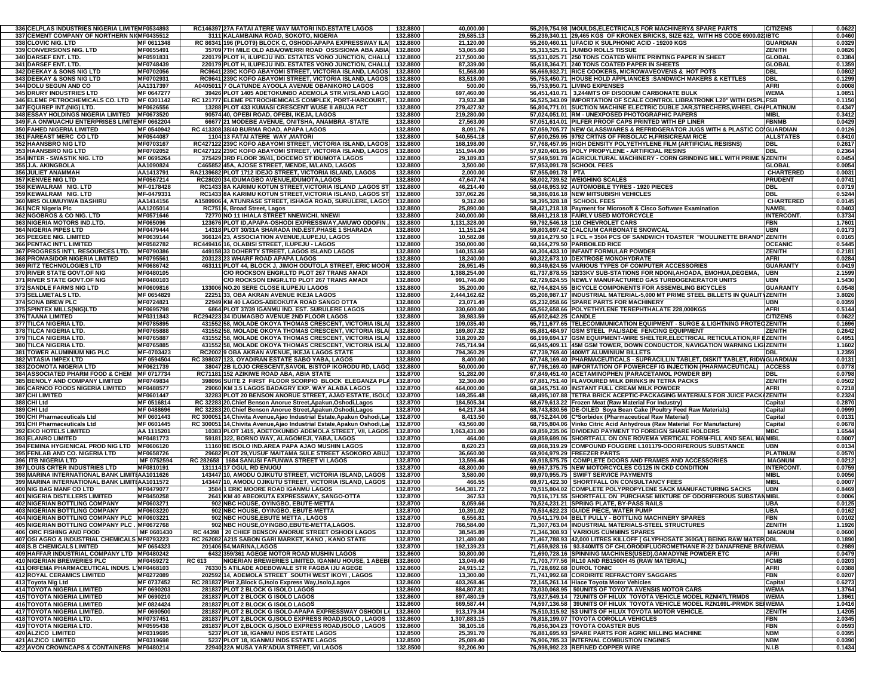| | | | | | | | | | |
|---|---|---|---|---|---|---|---|---|---|
| 336 | CELPLAS INDUSTRIES NIGERIA LIMITED | MF0534893 | RC146397 27A FATAI ATERE WAY MATORI IND.ESTATE LAGOS | 132.8800 | 40,000.00 | 55,209,754.98 | MOULDS,ELECTRICALS FOR MACHINERY& SPARE PARTS | CITIZENS | 0.0622 |
| 337 | CEMENT COMPANY OF NORTHERN NIG | MF0435512 | 3111 KALAMBAINA ROAD, SOKOTO, NIGERIA | 132.8800 | 29,585.13 | 55,239,340.11 | 29,465 KGS OF KRONEX BRICKS, SIZE 622, WITH HS CODE 6900.02 | IBTC | 0.0460 |
| 338 | CLOVIC NIG. LTD | MF 0611348 | RC 86341 196 (PLOT9) BLOCK C, OSHODI-APAPA EXPRESSWAY ILA | 132.8800 | 21,120.00 | 55,260,460.11 | UFACID K SULPHONIC ACID - 19200 KGS | GUARDIAN | 0.0329 |
| 339 | CONVERSIONS NIG. LTD | MF0655491 | 35709 7TH MILE OLD ABA/OWERRI ROAD OSISIOMA ABA ABIA | 132.8800 | 53,065.60 | 55,313,525.71 | JUMBO ROLLS TISSUE | ZENITH | 0.0826 |
| 340 | DARSEF ENT. LTD. | MF0591831 | 220179 PLOT H, ILUPEJU IND. ESTATES VONO JUNCTION, CHALLI | 132.8800 | 217,500.00 | 55,531,025.71 | 250 TONS COATED WHITE PRINTING PAPER IN SHEET | GLOBAL | 0.3384 |
| 341 | DARSEF ENT. LTD. | MF0748439 | 220179 PLOT H, ILUPEJU IND. ESTATES VONO JUNCTION, CHALLI | 132.8800 | 87,339.00 | 55,618,364.71 | 240 TONS COATED PAPER IN SHEETS | GLOBAL | 0.1359 |
| 342 | DEEKAY & SONS NIG LTD | MF0702056 | RC9641 239C KOFO ABAYOMI STREET, VICTORIA ISLAND, LAGOS | 132.8800 | 51,568.00 | 55,669,932.71 | RICE COOKERS, MICROWAVEOVENS & HOT POTS | DBL | 0.0802 |
| 343 | DEEKAY & SONS NIG LTD | MF0702931 | RC9641 239C KOFO ABAYOMI STREET, VICTORIA ISLAND, LAGOS | 132.8800 | 83,518.00 | 55,753,450.71 | HOUSE HOLD APPLIANCES :SANDWICH MAKERS & KETTLES | DBL | 0.1299 |
| 344 | DOLU SEGUN AND CO | AA1317397 | A0405011 7 OLATUNDE AYOOLA AVENUE OBANIKORO LAGOS | 132.8800 | 500.00 | 55,753,950.71 | LIVING EXPENSES | AFRI | 0.0008 |
| 345 | DRURY INDUSTRIES LTD | MF 0647277 | 39426 PLOT 1405 ADETOKUNBO ADEMOLA STR.V/ISLAND LAGO | 132.8800 | 697,460.00 | 56,451,410.71 | 3,244MTS OF DISODIUM CARBONATE BULK | WEMA | 1.0851 |
| 346 | ELEME PETROCHEMICALS CO. LTD | MF 0301142 | RC 121777 ELEME PETROCHEMICALS COMPLEX, PORT-HARCOURT, | 132.8800 | 73,932.38 | 56,525,343.09 | IMPORTATION OF SCALE CONTROL LIBRATRONK L20" WITH DISPL | FSB | 0.1150 |
| 347 | EQUIREP INT.(NIG) LTD. | MF0626556 | 13288 PLOT 433 KUMASI CRESCENT WUSE II ABUJA FCT | 132.8800 | 279,427.92 | 56,804,771.01 | SUCTION MACHINE ELECTRIC DUBLE JAR,STRECHERS,WHEEL CH | PLATINUM | 0.4347 |
| 348 | ESSAY HOLDINGS NIGERIA LIMITED | MF0673520 | 90574 40, OPEBI ROAD, OPEBI, IKEJA, LAGOS | 132.8800 | 219,280.00 | 57,024,051.01 | RM - UNEXPOSED PHOTOGRAPHIC PAPERS | MIBL | 0.3412 |
| 349 | F.A ONWUACHU ENTERPRISES LIMITED | MF 0662204 | 66677 21 MODEBE AVENUE, ONITSHA, ANAMBRA -STATE | 132.8800 | 27,563.00 | 57,051,614.01 | PILFER PROOF CAPS PRINTED WITH EP LINER | FBNMB | 0.0429 |
| 350 | FAHED NIGERIA LIMITED | MF 0540942 | RC 413308 38/40 BURMA ROAD, APAPA LAGOS | 132.8800 | 8,091.76 | 57,059,705.77 | NEW GLASSWARES & REFRIDGERATOR JUGS WITH & PLASTIC CO | GUARDIAN | 0.0126 |
| 351 | FAREAST MERC CO LTD | MF0544087 | 1104 13 FATAI ATERE WAY ,MATORI | 132.8800 | 540,554.18 | 57,600,259.95 | 9792 CRTNS OF FRISOLAC H,FRISICREAM RICE | ALLSTATES | 0.8410 |
| 352 | HAANSBRO NIG LTD | MF0703167 | RC427122 239C KOFO ABAYOMI STREET, VICTORIA ISLAND, LAGOS | 132.8800 | 168,198.00 | 57,768,457.95 | HIGH DENSITY POLYETHYLENE FILM (ARTIFICIAL RESISNS) | DBL | 0.2617 |
| 353 | HAANSBRO NIG LTD | MF0702052 | RC427122 239C KOFO ABAYOMI STREET, VICTORIA ISLAND, LAGOS | 132.8800 | 151,944.00 | 57,920,401.95 | POLY PROPYLENE - ARTIFICIAL RESINS | DBL | 0.2364 |
| 354 | INTER - SWASTIK NIG. LTD | MF 0695264 | 375429 3RD FLOOR 39/41, DOCEMO ST IDUMOTA LAGOS | 132.8800 | 29,189.83 | 57,949,591.78 | AGRICULTURAL MACHINERY - CORN GRINDING MILL WITH PRIME M | ZENITH | 0.0454 |
| 355 | J.A. AKINGBOLA | AA1090824 | C465852 45A, AJOSE STREET, MENDE, M/LAND, LAGOS | 132.8800 | 3,500.00 | 57,953,091.78 | SCHOOL FEES | GLOBAL | 0.0054 |
| 356 | JULIET ANAMMAH | AA1413791 | RA2139682 PLOT 1712 IDEJO STREET, VICTORIA ISLAND, LAGOS | 132.8800 | 2,000.00 | 57,955,091.78 | PTA | CHARTERED | 0.0031 |
| 357 | KENVEE NIG LTD | MF0567214 | RC28020 34,IDUMAGBO AVENUE,IDUMOTA,LAGOS | 132.8800 | 47,647.74 | 58,002,739.52 | WEIGHING SCALES | PRUDENT | 0.0741 |
| 358 | KEWALRAM NIG. LTD | MF-0178428 | RC1433 8A KARIMU KOTUN STREET,VICTORIA ISLAND ,LAGOS ST | 132.8800 | 46,214.40 | 58,048,953.92 | AUTOMOBILE TYRES - 1920 PIECES | DBL | 0.0719 |
| 359 | KEWALRAM NIG. LTD | MF-0479331 | RC1433 8A KARIMU KOTUN STREET,VICTORIA ISLAND ,LAGOS ST | 132.8800 | 337,062.26 | 58,386,016.18 | NEW MITSUBISHI VEHICLES | DBL | 0.5244 |
| 360 | MRS OLUMUYIWA BASHIRU | AA1414156 | A1589906 4, ATUNRASE STREET, ISHAGA ROAD, SURULERE, LAGOS | 132.8800 | 9,312.00 | 58,395,328.18 | SCHOOL FEES | CHARTERED | 0.0145 |
| 361 | NCR Nigeria Plc | AA1205014 | RC751 6, Broad Street, Lagos | 132.8800 | 25,890.00 | 58,421,218.18 | Payment for Microsoft & Cisco Software Examination | NAMBL | 0.0403 |
| 362 | NGOBROS & CO NIG. LTD | MF0571646 | 72770 NO 11 IHIALA STREET NNEWICHI, NNEWI | 132.8800 | 240,000.00 | 58,661,218.18 | FAIRLY USED MOTORCYCLE | INTERCONT. | 0.3734 |
| 363 | NIGERIA MOTORS IND.LTD. | MF065096 | 123676 PLOT ID,APAPA-OSHODI EXPRESSWAY,AMUWO ODOFIN | 132.8800 | 1,131,328.00 | 59,792,546.18 | 110 CHEVROLET CARS | FBN | 1.7601 |
| 364 | NIGERIA PIPES LTD | MF0479444 | 14318 PLOT 30/31A SHARADA IND.EST.PHASE 1 SHARADA | 132.8800 | 11,151.24 | 59,803,697.42 | CALCIUM CARBONATE SNOWCAL | UBN | 0.0173 |
| 365 | PEEGEE NIG. LIMITED | MF0639144 | 366124 23, ASSOCIATION AVENUE,ILUPEJU, LAGOS | 132.8800 | 10,582.08 | 59,814,279.50 | 1 FCL = 3504 PCS OF SANDWICH TOASTER "MOULINETTE BRAND" | ZENITH | 0.0165 |
| 366 | PENTAC INT'L LIMITED | MF0582782 | RC449416 16, OLABISI STREET, ILUPEJU - LAGOS | 132.8800 | 350,000.00 | 60,164,279.50 | PARBOILED RICE | OCEANIC | 0.5445 |
| 367 | PROGRESS INT'L RESSOURCES LTD. | MF0790386 | 449158 33 DOHERTY STREET, LAGOS ISLAND LAGOS | 132.8800 | 140,153.60 | 60,304,433.10 | INFANT FORMULAR POWDER | ZENITH | 0.2181 |
| 368 | PROMASIDOR NIGERIA LIMITED | MF0795561 | 203123 23 WHARF ROAD APAPA LAGOS | 132.8800 | 18,240.00 | 60,322,673.10 | DEXTROSE MONOHYDRATE | AFRI | 0.0284 |
| 369 | RITZ TECHNOLOGIES LTD | MF0686742 | 463111 PLOT 44, BLOCK J, JIMOH ODUTOLA STREET, ERIC MOOR | 132.8800 | 26,951.45 | 60,349,624.55 | VARIOUS TYPES OF COMPUTER ACCESSORIES | GUARANTY | 0.0419 |
| 370 | RIVER STATE GOVT.OF NIG | MF0480105 | C/O ROCKSON ENGR.LTD PLOT 267 TRANS AMADI | 132.8800 | 1,388,254.00 | 61,737,878.55 | 32/33KV SUB-STATIONS FOR NDONI,AHOADA, EMOHUA,DEGEMA, | UBN | 2.1599 |
| 371 | RIVER STATE GOVT.OF NIG | MF0480103 | C/O ROCKSON ENGR.LTD PLOT 267 TRANS AMADI | 132.8800 | 991,746.00 | 62,729,624.55 | NEWLY MANUFACTURED GAS TURBOGENERATOR UNITS | UBN | 1.5430 |
| 372 | SANDLE FARMS NIG LTD | MF0609816 | 133006 NO.20 SERE CLOSE ILUPEJU LAGOS | 132.8800 | 35,200.00 | 62,764,824.55 | BICYCLE COMPONENTS FOR ASSEMBLING BICYCLES | GUARANTY | 0.0548 |
| 373 | SELLMETALS LTD. | MF 0654829 | 22251 33, OBA AKRAN AVENUE IKEJA LAGOS | 132.8800 | 2,444,162.62 | 65,208,987.17 | INDUSTRIAL MATERIAL-5,000 MT PRIME STEEL BILLETS IN QUALITY | ZENITH | 3.8026 |
| 374 | SONA BREW PLC | MF0724821 | 22949 KM 40 LAGOS-ABEOKUTA ROAD SANGO OTTA | 132.8800 | 23,071.49 | 65,232,058.66 | SPARE PARTS FOR MACHINERY | UBN | 0.0359 |
| 375 | SPINTEX MILLS(NIG)LTD | MF0695798 | 6864 PLOT 37/39 IGANMU IND. EST. SURULERE LAGOS | 132.8800 | 330,600.00 | 65,562,658.66 | POLYETHYLENE TEREPHTHALATE 228,000KGS | AFRI | 0.5144 |
| 376 | TAANA LIMITED | MF0311843 | RC294223 34 IDUMAGBO AVENUE 2ND FLOOR LAGOS | 132.8800 | 39,983.59 | 65,602,642.25 | CANDLE | CITIZENS | 0.0622 |
| 377 | TILCA NIGERIA LTD. | MF0785895 | 431552 58, MOLADE OKOYA THOMAS CRESCENT, VICTORIA ISLA | 132.8800 | 109,035.40 | 65,711,677.65 | TELECOMMUNICATION EQUIPMENT - SURGE & LIGHTNING PROTEC | ZENITH | 0.1696 |
| 378 | TILCA NIGERIA LTD. | MF0765888 | 431552 58, MOLADE OKOYA THOMAS CRESCENT, VICTORIA ISLA | 132.8800 | 169,807.32 | 65,881,484.97 | GSM STEEL PALISADE FENCING EQUIPMENT | ZENITH | 0.2642 |
| 379 | TILCA NIGERIA LTD. | MF0765887 | 431552 58, MOLADE OKOYA THOMAS CRESCENT, VICTORIA ISLA | 132.8800 | 318,209.20 | 66,199,694.17 | GSM EQUIPMENT-WIRE SHELTER,ELECTRICAL RETICULATION,RF E | ZENITH | 0.4951 |
| 380 | TILCA NIGERIA LTD. | MF0765885 | 431552 58, MOLADE OKOYA THOMAS CRESCENT, VICTORIA ISLA | 132.8800 | 745,714.94 | 66,945,409.11 | 45M GSM TOWER, DOWN CONDUCTOR, NAVIGATION WARNING LIG | ZENITH | 1.1602 |
| 381 | TOWER ALUMINIUM NIG PLC | MF-0703423 | RC2002 9 OBA AKRAN AVENUE, IKEJA LAGOS STATE | 132.8800 | 794,360.29 | 67,739,769.40 | 400MT ALUMINIUM BILLETS | DBL | 1.2359 |
| 382 | VITASIA IMPEX LTD | MF 0594504 | RC 398037 123, OYADIRAN ESTATE SABO YABA, LAGOS | 132.8800 | 8,400.00 | 67,748,169.40 | PHARMACEUTICALS - SUPRACILLIN TABLET, DISKIT TABLET, RIDW | GUARDIAN | 0.0131 |
| 383 | ZOOMOTA NIGERIA LTD | MF0621739 | 38047 2B ILOJO CRESCENT,SAVOIL B/STOP IKORODU RD, LAGO | 132.8800 | 50,000.00 | 67,798,169.40 | IMPORTATION OF POWERCEF IG INJECTION (PHARMACEUTICAL) | ACCESS | 0.0778 |
| 384 | ASSOCIATED PHARM FOOD & CHEM | MF 0717734 | RC71181 152 AZIKIWE ROAD ABA, ABIA STATE | 132.8700 | 51,282.00 | 67,849,451.40 | ACETAMINOPHEN (PARACETAMOL POWDER BP) | DBL | 0.0798 |
| 385 | BENOLY AND COMPANY LIMITED | MF0749834 | 398096 SUITE 2 FIRST FLOOR SCORPIO BLOCK ELEGANZA PLA | 132.8700 | 32,300.00 | 67,881,751.40 | FLAVOURED MILK DRINKS IN TETRA PACKS | ZENITH | 0.0502 |
| 386 | CARNCO FOODS NIGERIA LIMITED | MF0488577 | 29060 KM 3.5 LAGOS BADAGRY EXP. WAY ALABA LAGOS | 132.8700 | 464,000.00 | 68,345,751.40 | INSTANT FULL CREAM MILK POWDER | AFRI | 0.7218 |
| 387 | CHI LIMITED | MF0601447 | 32283 PLOT 20 BENSON ANORUE STREET, AJAO ESTATE, ISOLO | 132.8700 | 149,356.48 | 68,495,107.88 | TETRA BRICK ACEPTIC-PACKAGING MATERIALS FOR JUICE PACKA | ZENITH | 0.2324 |
| 388 | CHI Ltd | MF 0516814 | RC 32283 20,Chief Benson Anorue Street,Apakun,Oshodi,Lagos | 132.8700 | 184,505.34 | 68,679,613.22 | Frozen Meat (Raw Material For Industry) | Capital | 0.2870 |
| 389 | CHI Ltd | MF 0488696 | RC 32283 20,Chief Benson Anorue Street,Apakun,Oshodi,Lagos | 132.8700 | 64,217.34 | 68,743,830.56 | DE-OILED Soya Bean Cake (Poultry Feed Raw Materials) | Capital | 0.0999 |
| 390 | CHI Pharmaceuticals Ltd | MF 0601443 | RC 300051 14,Chivita Avenue,Ajao Industrial Estate,Apakun Oshodi,La | 132.8700 | 8,413.50 | 68,752,244.06 | C*Sorbidex (Pharmaceutical Raw Material) | Capital | 0.0131 |
| 391 | CHI Pharmaceuticals Ltd | MF 0601445 | RC 300051 14,Chivita Avenue,Ajao Industrial Estate,Apakun Oshodi,La | 132.8700 | 43,560.00 | 68,795,804.06 | Vinko Citric Acid Anhydrous (Raw Material For Manufacture) | Capital | 0.0678 |
| 392 | EKO HOTELS LIMITED | AA 1115201 | 10383 PLOT 1415, ADETOKUNBO ADEMOLA STREET, V/I, LAGOS | 132.8700 | 1,063,431.00 | 69,859,235.06 | DIVIDEND PAYMENT TO FOREIGN SHARE HOLDERS | MBC | 1.6544 |
| 393 | ELANRO LIMITED | MF0481773 | 59181 322, BORNO WAY, ALAGOMEJI, YABA, LAGOS | 132.8700 | 464.00 | 69,859,699.06 | SHORTFALL ON ONE ROVEMA VERTICAL FORM-FILL AND SEAL MA | MIBL | 0.0007 |
| 394 | FEMINA HYGIENICAL PROD NIG LTD | MF0606120 | 11160 9E ISOLO IND.AREA PAPA AJAO MUSHIN LAGOS | 132.8700 | 8,620.23 | 69,868,319.29 | COMPOUND FOUGERE L101179-ODORIFEROUS SUBSTANCE | UBN | 0.0134 |
| 395 | FENLAB AND CO. NIGERIA LTD | MF0658726 | 29682 PLOT 29,YUSUF MAITAMA SULE STREET ASOKORO ABUJ | 132.8700 | 36,660.00 | 69,904,979.29 | FREEZER PARTS | PLATINUM | 0.0570 |
| 396 | ITB NIGERIA LTD | MF 0725594 | RC 282658 1684 SANUSI FAFUNWA STREET VI LAGOS | 132.8700 | 13,596.46 | 69,918,575.75 | COMPLETE DOORS AND FRAMES AND ACCESSORIES | MAGNUM | 0.0212 |
| 397 | LOUIS CRTER INDUSTRIES LTD | MF0810191 | 131114 17 OGUI, RD ENUGU | 132.8700 | 48,800.00 | 69,967,375.75 | NEW MOTORCYCLES CG125 IN CKD CONDITION | INTERCONT. | 0.0759 |
| 398 | MARINA INTERNATIONAL BANK LIMITED | AA1011626 | 143447 10, AMODU OJIKUTU STREET, VICTORIA ISLAND, LAGOS | 132.8700 | 3,580.00 | 69,970,955.75 | SWIFT SERVICE PAYMENTS | MIBL | 0.0056 |
| 399 | MARINA INTERNATIONAL BANK LIMITED | AA1011572 | 143447 10, AMODU OJIKUTU STREET, VICTORIA ISLAND, LAGOS | 132.8700 | 466.55 | 69,971,422.30 | SHORTFALL ON CONSULTANCY FEES | MIBL | 0.0007 |
| 400 | NIG BAG MANF CO LTD | MF0479077 | 3584 1 ERIC MOORE ROAD IGANMU LAGOS | 132.8700 | 544,381.72 | 70,515,804.02 | COMPLETE POLYPROPYLENE SACK MANUFACTURING SACKS | UBN | 0.8469 |
| 401 | NIGERIA DISTILLERS LIMITED | MF0450258 | 2641 KM 40 ABEOKUTA EXPRESSWAY, SANGO-OTTA | 132.8700 | 367.53 | 70,516,171.55 | SHORTFALL ON PURCHASE MIXTURE OF ODORIFEROUS SUBSTAN | MIBL | 0.0006 |
| 402 | NIGERIAN BOTTLING COMPANY | MF0603271 | 902 NBC HOUSE, OYINGBO, EBUTE-METTA | 132.8700 | 8,059.66 | 70,524,231.21 | SPRING PLATE, BY-PASS RAILS | UBA | 0.0125 |
| 403 | NIGERIAN BOTTLING COMPANY | MF0603220 | 902 NBC HOUSE, OYINGBO, EBUTE-METTA | 132.8700 | 10,391.02 | 70,534,622.23 | GUIDE PIECE, WATER PUMP | UBA | 0.0162 |
| 404 | NIGERIAN BOTTLING COMPANY PLC | MF0603221 | 902 NBC HOUSE EBUTE METTA , LAGOS | 132.8700 | 6,556.81 | 70,541,179.04 | BELT PULLY - BOTTLING MACHINERY SPARES | FBN | 0.0102 |
| 405 | NIGERIAN BOTTLING COMPANY PLC . | MF0672768 | 902 NBC HOUSE,OYINGBO,EBUTE-METTA,LAGOS. | 132.8700 | 766,584.00 | 71,307,763.04 | INDUSTRIAL MATERIALS-STEEL STRUCTURES | ZENITH | 1.1926 |
| 406 | ORC FISHING AND FOOD | MF 0601430 | RC 44398 20 CHIEF BENSON ANORUE STREET OSHODI LAGOS | 132.8700 | 38,545.89 | 71,346,308.93 | VARIOUS CUMMINS SPARES | MAGNUM | 0.0600 |
| 407 | OSI AGRO & INDUSTRIAL CHEMICALS | MF0793223 | RC 262082 A215 SABON GARI MARKET, KANO , KANO STATE | 132.8700 | 121,480.00 | 71,467,788.93 | 42,000 LITRES KILLOFF ( GLYPHOSATE 360G/L) BEING RAW MATER | DBL | 0.1890 |
| 408 | S.B CHEMICALS LIMITED | MF 0654323 | 201406 54,MARINA,LAGOS | 132.8700 | 192,139.23 | 71,659,928.16 | 93.840MTS OF CHLORODIFLUOROMETHANE R-22 DANAFRENE BR | AWEMA | 0.2989 |
| 409 | HAFFAR INDUSTRIAL COMPANY LTD | MF0480242 | 6432 359/361 AGEGE MOTOR ROAD MUSHIN LAGOS | 132.8600 | 30,800.00 | 71,690,728.16 | SPINNING MACHINES(USED),GAMADYNE POWDER ETC | AFRI | 0.0479 |
| 410 | NIGERIAN BREWERIES PLC | MF0459272 | RC 613 NIGERIAN BREWERIES LIMITED. IGANMU HOUSE, 1 ABEBI | 132.8600 | 13,049.40 | 71,703,777.56 | RL10 AND RB1500H 45 (RAW MATERIAL) | FCMB | 0.0203 |
| 411 | ORFEMA PHARMACEUTICAL INDUS. L | MF0468103 | 76330 5 ATILADE ADEBOWALE STR FAGBA IJU AGEGE | 132.8600 | 24,915.12 | 71,728,692.68 | DUROL TONIC | AFRI | 0.0388 |
| 412 | ROYAL CERAMICS LIMITED | MF0272089 | 202592 14, ADEMOLA STREET SOUTH WEST IKOYI , LAGOS | 132.8600 | 13,300.00 | 71,741,992.68 | CORDIRITE REFRACTORY SAGGARS | FBN | 0.0207 |
| 413 | Toyota Nig Ltd | MF 0737452 | RC 281837 Plot 2,Block G,Isolo Express Way,Isolo,Lagos | 132.8600 | 403,268.46 | 72,145,261.14 | Hiace Toyota Motor Vehicles | Capital | 0.6273 |
| 414 | TOYOTA NIGERIA LIMITED | MF 0690203 | 281837 PLOT 2 BLOCK G ISOLO LAGOS | 132.8600 | 884,807.81 | 73,030,068.95 | 50UNITS OF TOYOTA AVENSIS MOTOR CARS | WEMA | 1.3764 |
| 415 | TOYOTA NIGERIA LIMITED | MF 0690210 | 281837 PLOT 2 BLOCK G ISOLO LAGOS | 132.8600 | 897,480.19 | 73,927,549.14 | 72UNITS OF HILUX TOYOTA VEHICLE MODEL RZN147LTRMDS | WEMA | 1.3961 |
| 416 | TOYOTA NIGERIA LIMITED | MF 0824424 | 281837 PLOT 2 BLOCK G ISOLO LAGOS | 132.8600 | 669,587.44 | 74,597,136.58 | 39UNITS OF HILUX TOYOTA VEHICLE MODEL RZN169L-PRMDK SE | WEMA | 1.0416 |
| 417 | TOYOTA NIGERIA LIMITED. | MF 0690500 | 281837 PLOT 2 BLOCK G ISOLO-APAPA EXPRESSWAY OSHODI L | 132.8600 | 913,179.34 | 75,510,315.92 | 53 UNITS OF HILUX TOYOTA MOTOR VEHICLE. | ZENITH | 1.4205 |
| 418 | TOYOTA NIGERIA LTD. | MF0737451 | 281837 PLOT 2,BLOCK G,ISOLO EXPRESS ROAD,ISOLO , LAGOS | 132.8600 | 1,307,883.15 | 76,818,199.07 | TOYOTA COROLLA VEHICLES | FBN | 2.0345 |
| 419 | TOYOTA NIGERIA LTD. | MF0595438 | 281837 PLOT 2,BLOCK G,ISOLO EXPRESS ROAD,ISOLO , LAGOS | 132.8600 | 38,105.16 | 76,856,304.23 | TOYOTA COASTER BUS | FBN | 0.0593 |
| 420 | ALZICO LIMITED | MF0319695 | 5237 PLOT 18, IGANMU INDS ESTATE LAGOS | 132.8500 | 25,391.70 | 76,881,695.93 | SPARE PARTS FOR AGRIC MILLING MACHINE | NBM | 0.0395 |
| 421 | ALZICO LIMITED | MF0319698 | 5237 PLOT 18, IGANMU INDS ESTATE LAGOS | 132.8500 | 25,089.40 | 76,906,785.33 | INTERNAL COMBUSTION ENGINES | NBM | 0.0390 |
| 422 | AVON CROWNCAPS & CONTAINERS | MF0480214 | 22940 22A MUSA YAR'ADUA STREET, V/I LAGOS | 132.8500 | 92,206.90 | 76,998,992.23 | REFINED COPPER WIRE | N.I.B | 0.1434 |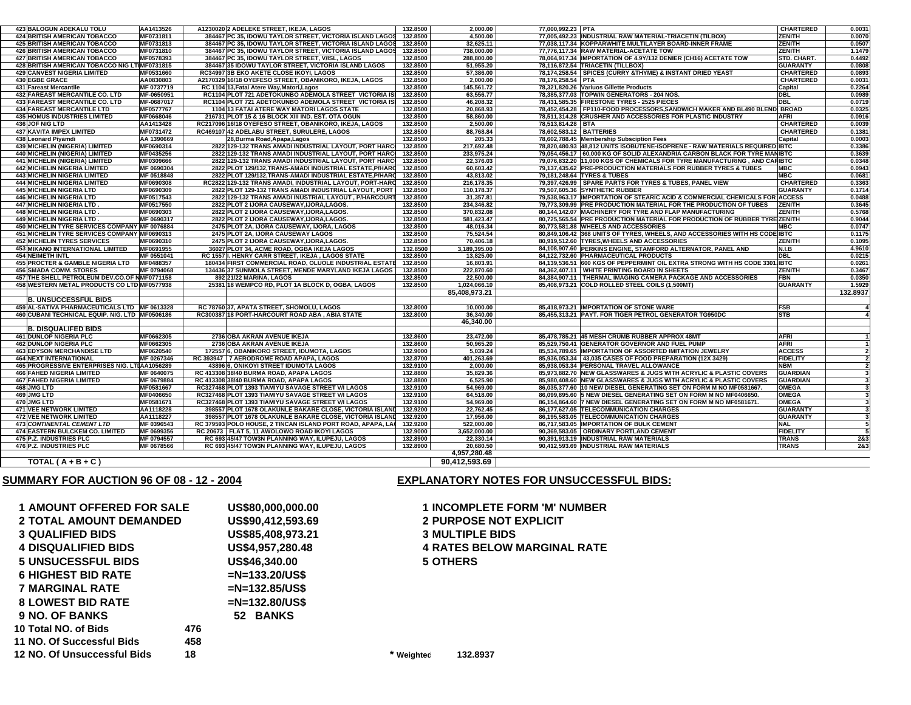| | | | | | | | | | |
|---|---|---|---|---|---|---|---|---|---|
| 423 | BALOGUN ADEKALU TOLU | AA1413526 | A1230020 | 2 ADELEKE STREET, IKEJA, LAGOS | 132.8500 | 2,000.00 | 77,000,992.23 | PTA | CHARTERED | 0.0031 |
| 424 | BRITISH AMERICAN TOBACCO | MF0731811 | 384467 | PC 35, IDOWU TAYLOR STREET, VICTORIA ISLAND LAGOS | 132.8500 | 4,500.00 | 77,005,492.23 | INDUSTRIAL RAW MATERIAL-TRIACETIN (TILBOX) | ZENITH | 0.0070 |
| 425 | BRITISH AMERICAN TOBACCO | MF0731813 | 384467 | PC 35, IDOWU TAYLOR STREET, VICTORIA ISLAND LAGOS | 132.8500 | 32,625.11 | 77,038,117.34 | KOPPARWHITE MULTILAYER BOARD-INNER FRAME | ZENITH | 0.0507 |
| 426 | BRITISH AMERICAN TOBACCO | MF0731810 | 384467 | PC 35, IDOWU TAYLOR STREET, VICTORIA ISLAND LAGOS | 132.8500 | 738,000.00 | 77,776,117.34 | RAW MATERIAL-ACETATE TOW | ZENITH | 1.1479 |
| 427 | BRITISH AMERICAN TOBACCO | MF0578393 | 384467 | PC 35, IDOWU TAYLOR STREET, V/ISL, LAGOS | 132.8500 | 288,800.00 | 78,064,917.34 | IMPORTATION OF 4.9Y/132 DENIER (CH16) ACETATE TOW | STD. CHART. | 0.4492 |
| 428 | BRITISH AMERICAN TOBACCO NIG LTD | MF0731815 | 384467 | 35 IDOWU TAYLOR STREET, VICTORIA ISLAND LAGOS | 132.8500 | 51,955.20 | 78,116,872.54 | TRIACETIN (TILLBOX) | GUARANTY | 0.0808 |
| 429 | CANVEST NIGERIA LIMITED | MF0531660 | RC34997 | 3B EKO AKETE CLOSE IKOYI, LAGOS | 132.8500 | 57,386.00 | 78,174,258.54 | SPICES (CURRY &THYME) & INSTANT DRIED YEAST | CHARTERED | 0.0893 |
| 430 | EGBE GRACE | AA0830803 | A2170329 | 16/18 OYEFESO STREET, OBANIKORO, IKEJA, LAGOS | 132.8500 | 2,000.00 | 78,176,258.54 | PTA | CHARTERED | 0.0031 |
| 431 | Fareast Mercantile | MF 0737719 | RC 1104 | 13,Fatai Atere Way,Matori,Lagos | 132.8500 | 145,561.72 | 78,321,820.26 | Variuos Gillette Products | Capital | 0.2264 |
| 432 | FAREAST MERCANTILE CO. LTD | MF-0650951 | RC1104 | PLOT 721 ADETOKUNBO ADEMOLA STREET VICTORIA ISL | 132.8500 | 63,556.77 | 78,385,377.03 | TOPWIN GENERATORS - 204 NOS. | DBL | 0.0989 |
| 433 | FAREAST MERCANTILE CO. LTD | MF-0687017 | RC1104 | PLOT 721 ADETOKUNBO ADEMOLA STREET VICTORIA ISL | 132.8500 | 46,208.32 | 78,431,585.35 | FIRESTONE TYRES - 2525 PIECES | DBL | 0.0719 |
| 434 | FAREAST MERCANTILE LTD | MF0577767 | 1104 | 13 FATAI ATERE WAY MATORI LAGOS STATE | 132.8500 | 20,868.93 | 78,452,454.28 | FP110-FOOD PROCESSORS,SANDWICH MAKER AND BL490 BLENDER | BROAD | 0.0325 |
| 435 | HOMUS INDUSTRIES LIMITED | MF0668046 | 216731 | PLOT 15 & 16 BLOCK XIII IND. EST. OTA OGUN | 132.8500 | 58,860.00 | 78,511,314.28 | CRUSHER AND ACCESSORIES FOR PLASTIC INDUSTRY | AFRI | 0.0916 |
| 436 | JOF NIG LTD | AA1413428 | RC217096 | 16/18 OYEFESO STREET, OBANIKORO, IKEJA, LAGOS | 132.8500 | 2,500.00 | 78,513,814.28 | BTA | CHARTERED | 0.0039 |
| 437 | KAVITA IMPEX LIMITED | MF0731472 | RC469107 | 42 ADELABU STREET, SURULERE, LAGOS | 132.8500 | 88,768.84 | 78,602,583.12 | BATTERIES | CHARTERED | 0.1381 |
| 438 | Leonard Piyamdi | AA 1390669 | | 28,Burma Road,Apapa,Lagos | 132.8500 | 205.33 | 78,602,788.45 | Membership Subsciption Fees | Capital | 0.0003 |
| 439 | MICHELIN (NIGERIA) LIMITED | MF0690314 | 2822 | 129-132 TRANS AMADI INDUSTRIAL LAYOUT, PORT HARC | 132.8500 | 217,692.48 | 78,820,480.93 | 48,812 UNITS ISOBUTENE-ISOPRENE - RAW MATERIALS REQUIRED | IBTC | 0.3386 |
| 440 | MICHELIN (NIGERIA) LIMITED | MF0435256 | 2822 | 129-132 TRANS AMADI INDUSTRIAL LAYOUT, PORT HARC | 132.8500 | 233,975.24 | 79,054,456.17 | 60,000 KG OF SOLID ALEXANDRIA CARBON BLACK FOR TYRE MAN | IBTC | 0.3639 |
| 441 | MICHELIN (NIGERIA) LIMITED | MF0309666 | 2822 | 129-132 TRANS AMADI INDUSTRIAL LAYOUT, PORT HARC | 132.8500 | 22,376.03 | 79,076,832.20 | 11,000 KGS OF CHEMICALS FOR TYRE MANUFACTURING , AND CAR | IBTC | 0.0348 |
| 442 | MICHELIN NIGERIA LIMITED | MF 0690304 | 2822 | PLOT 129/132,TRANS-AMADI INDUSTRIAL ESTATE,P/HARC | 132.8500 | 60,603.42 | 79,137,435.62 | PRE-PRODUCTION MATERIALS FOR RUBBER TYRES & TUBES | MBC | 0.0943 |
| 443 | MICHELIN NIGERIA LIMITED | MF 0518848 | 2822 | PLOT 129/132,TRANS-AMADI INDUSTRIAL ESTATE,P/HARC | 132.8500 | 43,813.02 | 79,181,248.64 | TYRES & TUBES | MBC | 0.0681 |
| 444 | MICHELIN NIGERIA LIMITED | MF0690308 | RC2822 | 129-132 TRANS AMADI, INDUSTRIAL LAYOUT, PORT-HARC | 132.8500 | 216,178.35 | 79,397,426.99 | SPARE PARTS FOR TYRES & TUBES, PANEL VIEW | CHARTERED | 0.3363 |
| 445 | MICHELIN NIGERIA LTD | MF0690309 | 2822 | PLOT 129-132 TRANS AMADI INDUSTRIAL LAYOUT, PORT | 132.8500 | 110,178.37 | 79,507,605.36 | SYNTHETIC RUBBER | GUARANTY | 0.1714 |
| 446 | MICHELIN NIGERIA LTD | MF0517543 | 2822 | 129-132 TRANS AMADI INUSTRIAL LAYOUT , P/HARCOURT | 132.8500 | 31,357.81 | 79,538,963.17 | IMPORTATION OF STEARIC ACID & COMMERCIAL CHEMICALS FOR | ACCESS | 0.0488 |
| 447 | MICHELIN NIGERIA LTD . | MF0517550 | 2822 | PLOT 2 IJORA CAUSEWAY,IJORA,LAGOS. | 132.8500 | 234,346.82 | 79,773,309.99 | PRE PRODUCTION MATERIAL FOR THE PRODUCTION OF TUBES | ZENITH | 0.3645 |
| 448 | MICHELIN NIGERIA LTD . | MF0690303 | 2822 | PLOT 2 IJORA CAUSEWAY,IJORA,LAGOS. | 132.8500 | 370,832.08 | 80,144,142.07 | MACHINERY FOR TYRE AND FLAP MANUFACTURING | ZENITH | 0.5768 |
| 449 | MICHELIN NIGERIA LTD . | MF 0690317 | 2822 | PLOT 2 IJORA CAUSEWAY,IJORA,LAGOS. | 132.8500 | 581,423.47 | 80,725,565.54 | PRE PRODUCTION MATERIAL FOR PRODUCTION OF RUBBER TYRE | ZENITH | 0.9044 |
| 450 | MICHELIN TYRE SERVICES COMPANY | MF 0076884 | 2475 | PLOT 2A, IJORA CAUSEWAY, IJORA, LAGOS | 132.8500 | 48,016.34 | 80,773,581.88 | WHEELS AND ACCESSORIES | MBC | 0.0747 |
| 451 | MICHELIN TYRE SERVICES COMPANY | MF0690313 | 2475 | PLOT 2A, IJORA CAUSEWAY LAGOS | 132.8500 | 75,524.54 | 80,849,106.42 | 368 UNITS OF TYRES, WHEELS, AND ACCESSORIES WITH HS CODE | IBTC | 0.1175 |
| 452 | MICHELIN TYRES SERVICES | MF0690310 | 2475 | PLOT 2 IJORA CAUSEWAY,IJORA,LAGOS. | 132.8500 | 70,406.18 | 80,919,512.60 | TYRES,WHEELS AND ACCESSORIES | ZENITH | 0.1095 |
| 453 | MIKANO INTERNATIONAL LIMITED | MF0691955 | 36027 | PLOT 34, ACME ROAD, OGBA IKEJA LAGOS | 132.8500 | 3,189,395.00 | 84,108,907.60 | PERKINS ENGINE, STAMFORD ALTERNATOR, PANEL AND | N.I.B | 4.9610 |
| 454 | NEIMETH INTL | MF 0551041 | RC 1557 | I. HENRY CARR STREET, IKEJA , LAGOS STATE | 132.8500 | 13,825.00 | 84,122,732.60 | PHARMACEUTICAL PRODUCTS | DBL | 0.0215 |
| 455 | PROCTER & GAMBLE NIGERIA LTD | MF0488357 | 180434 | FIRST COMMERCIAL ROAD, OLUCLE INDUSTRIAL ESTATE | 132.8500 | 16,803.91 | 84,139,536.51 | 600 KGS OF PEPPERMINT OIL EXTRA STRONG WITH HS CODE 3301 | IBTC | 0.0261 |
| 456 | SMADA COMM. STORES | MF 0794068 | 134436 | 37 SUNMOLA STREET, MENDE MARYLAND IKEJA LAGOS | 132.8500 | 222,870.60 | 84,362,407.11 | WHITE PRINTING BOARD IN SHEETS | ZENITH | 0.3467 |
| 457 | THE SHELL PETROLEUM DEV.CO.OF N | MF0771158 | 892 | 21/22 MARINA, LAGOS | 132.8500 | 22,500.00 | 84,384,907.11 | THERMAL IMAGING CAMERA PACKAGE AND ACCESSORIES | FBN | 0.0350 |
| 458 | WESTERN METAL PRODUCTS CO LTD | MF0577938 | 25381 | 18 WEMPCO RD, PLOT 1A BLOCK D, OGBA, LAGOS | 132.8500 | 1,024,066.10 | 85,408,973.21 | COLD ROLLED STEEL COILS (1,500MT) | GUARANTY | 1.5929 |
| | | | | | | **85,408,973.21** | | | | **132.8937** |
| | **B. UNSUCCESSFUL BIDS** | | | | | | | | | |
| 459 | AL-SATIVA PHARMACEUTICALS LTD | MF 0613328 | RC 78760 | 37, APATA STREET, SHOMOLU, LAGOS | 132.8000 | 10,000.00 | 85,418,973.21 | IMPORTATION OF STONE WARE | FSB | 4 |
| 460 | CUBANI TECHNICAL EQUIP. NIG. LTD | MF0506186 | RC300387 | 18 PORT-HARCOURT ROAD ABA , ABIA STATE | 132.8000 | 36,340.00 | 85,455,313.21 | PAYT. FOR TIGER PETROL GENERATOR TG950DC | STB | 4 |
| | | | | | | **46,340.00** | | | | |
| | **B. DISQUALIFED BIDS** | | | | | | | | | |
| 461 | DUNLOP NIGERIA PLC | MF0662305 | 2736 | OBA AKRAN AVENUE IKEJA | 132.8600 | 23,472.00 | 85,478,785.21 | 45 MESH CRUMB RUBBER APPROX 48MT | AFRI | 1 |
| 462 | DUNLOP NIGERIA PLC | MF0662305 | 2736 | OBA AKRAN AVENUE IKEJA | 132.8600 | 50,965.20 | 85,529,750.41 | GENERATOR GOVERNOR AND FUEL PUMP | AFRI | 1 |
| 463 | EDYSON MERCHANDISE LTD | MF0620540 | 172557 | 6, OBANIKORO STREET IDUMOTA, LAGOS | 132.9000 | 5,039.24 | 85,534,789.65 | IMPORTATION OF ASSORTED IMITATION JEWELRY | ACCESS | 2 |
| 464 | NEXT INTERNATIONAL | MF 0267346 | RC 393947 | 7 AERODROME ROAD APAPA, LAGOS | 132.8700 | 401,263.69 | 85,936,053.34 | 43,035 CASES OF FOOD PREPARATION (12X 3429) | FIDELITY | 2 |
| 465 | PROGRESSIVE ENTERPRISES NIG. LTD | AA1056289 | 43896 | 6, ONIKOYI STREET IDUMOTA LAGOS | 132.9100 | 2,000.00 | 85,938,053.34 | PERSONAL TRAVEL ALLOWANCE | NBM | 2 |
| 466 | FAHED NIGERIA LIMITED | MF 0640075 | RC 413308 | 38/40 BURMA ROAD, APAPA LAGOS | 132.8800 | 35,829.36 | 85,973,882.70 | NEW GLASSWARES & JUGS WITH ACRYLIC & PLASTIC COVERS | GUARDIAN | 3 |
| 467 | FAHED NIGERIA LIMITED | MF 0679884 | RC 413308 | 38/40 BURMA ROAD, APAPA LAGOS | 132.8800 | 6,525.90 | 85,980,408.60 | NEW GLASSWARES & JUGS WITH ACRYLIC & PLASTIC COVERS | GUARDIAN | 3 |
| 468 | JMG LTD | MF0581667 | RC327468 | PLOT 1393 TIAMIYU SAVAGE STREET V/I LAGOS | 132.9100 | 54,969.00 | 86,035,377.60 | 10 NEW DIESEL GENERATING SET ON FORM M NO MF0581667. | OMEGA | 3 |
| 469 | JMG LTD | MF0406650 | RC327468 | PLOT 1393 TIAMIYU SAVAGE STREET V/I LAGOS | 132.9100 | 64,518.00 | 86,099,895.60 | 5 NEW DIESEL GENERATING SET ON FORM M NO MF0406650. | OMEGA | 3 |
| 470 | JMG LTD | MF0581671 | RC327468 | PLOT 1393 TIAMIYU SAVAGE STREET V/I LAGOS | 132.9100 | 54,969.00 | 86,154,864.60 | 7 NEW DIESEL GENERATING SET ON FORM M NO MF0581671. | OMEGA | 3 |
| 471 | VEE NETWORK LIMITED | AA1118228 | 398557 | PLOT 1678 OLAKUNLE BAKARE CLOSE, VICTORIA ISLAND | 132.9200 | 22,762.45 | 86,177,627.05 | TELECOMMUNICATION CHARGES | GUARANTY | 3 |
| 472 | VEE NETWORK LIMITED | AA1118227 | 398557 | PLOT 1678 OLAKUNLE BAKARE CLOSE, VICTORIA ISLAND | 132.9200 | 17,956.00 | 86,195,583.05 | TELECOMMUNICATION CHARGES | GUARANTY | 3 |
| 473 | *CONTINENTAL CEMENT LTD* | MF 0396543 | RC 379593 | POLO HOUSE, 2 TINCAN ISLAND PORT ROAD, APAPA, LAG | 132.9200 | 522,000.00 | 86,717,583.05 | IMPORTATION OF BULK CEMENT | NAL | 5 |
| 474 | EASTERN BULCKEM CO. LIMITED | MF 0699356 | RC 20673 | FLAT 5, 11 AWOLOWO ROAD IKOYI LAGOS | 132.9000 | 3,652,000.00 | 90,369,583.05 | ORDINARY PORTLAND CEMENT | FIDELITY | 5 |
| 475 | P.Z. INDUSTRIES PLC | MF 0794557 | RC 693 | 45/47 TOW3N PLANNING WAY, ILUPEJU, LAGOS | 132.8900 | 22,330.14 | 90,391,913.19 | INDUSTRIAL RAW MATERIALS | TRANS | 2&3 |
| 476 | P.Z. INDUSTRIES PLC | MF 0678566 | RC 693 | 45/47 TOW3N PLANNING WAY, ILUPEJU, LAGOS | 132.8900 | 20,680.50 | 90,412,593.69 | INDUSTRIAL RAW MATERIALS | TRANS | 2&3 |
| | | | | | | **4,957,280.48** | | | | |
| | **TOTAL ( A + B + C )** | | | | | **90,412,593.69** | | | | |

## SUMMARY FOR AUCTION 96 OF 08 - 12 - 2004

| | | |
|---|---|---|
| 1 | AMOUNT OFFERED FOR SALE | US$80,000,000.00 |
| 2 | TOTAL AMOUNT DEMANDED | US$90,412,593.69 |
| 3 | QUALIFIED BIDS | US$85,408,973.21 |
| 4 | DISQUALIFIED BIDS | US$4,957,280.48 |
| 5 | UNSUCESSFUL BIDS | US$46,340.00 |
| 6 | HIGHEST BID RATE | =N=133.20/US$ |
| 7 | MARGINAL RATE | =N=132.85/US$ |
| 8 | LOWEST BID RATE | =N=132.80/US$ |
| 9 | NO. OF BANKS | 52 BANKS |
| 10 | Total NO. of Bids | 476 |
| 11 | NO. Of Successful Bids | 458 |
| 12 | NO. Of Unsuccessful Bids | 18 |

## EXPLANATORY NOTES FOR UNSUCCESSFUL BIDS:

1 INCOMPLETE FORM 'M' NUMBER
2 PURPOSE NOT EXPLICIT
3 MULTIPLE BIDS
4 RATES BELOW MARGINAL RATE
5 OTHERS

* Weighted 132.8937